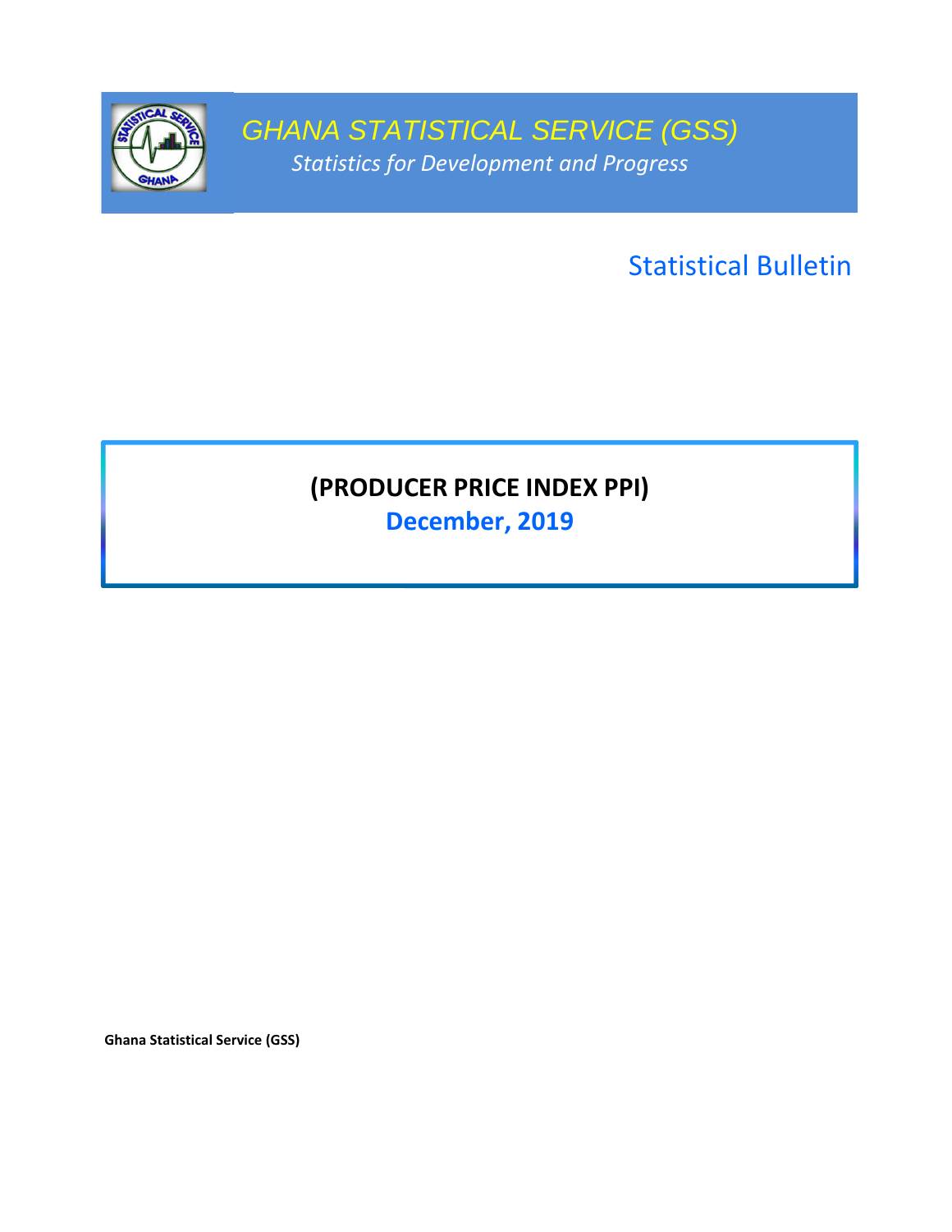# GHANA STATISTICAL SERVICE (GSS)

*Statistics for Development and Progress*

Statistical Bulletin

## (PRODUCER PRICE INDEX PPI)

**December, 2019**

**Ghana Statistical Service (GSS)**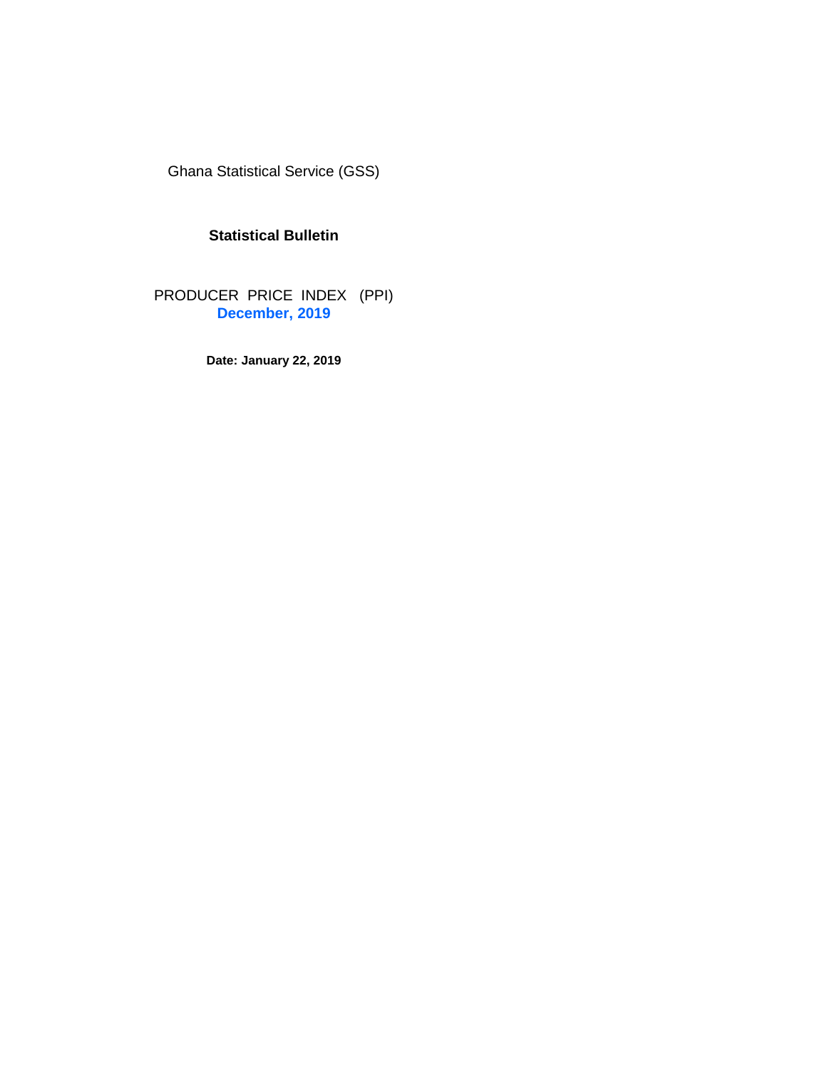Ghana Statistical Service (GSS)

**Statistical Bulletin**

PRODUCER PRICE INDEX (PPI)

**December, 2019**

**Date: January 22, 2019**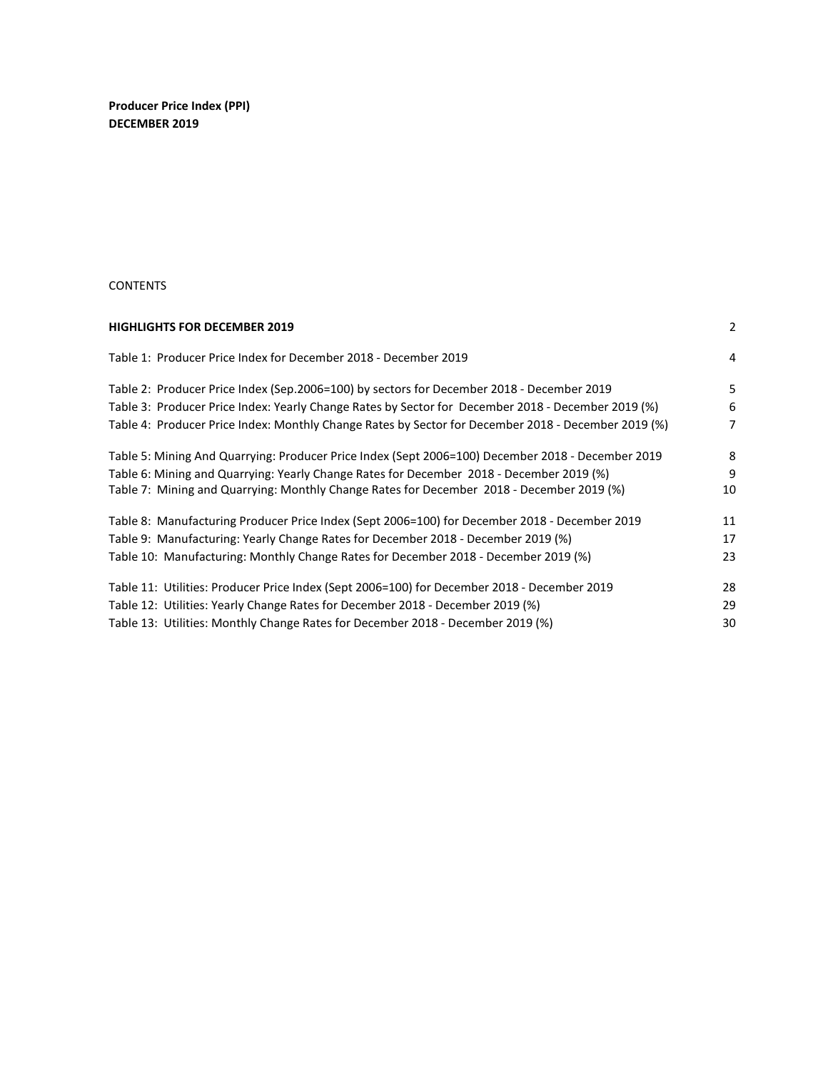**Producer Price Index (PPI)**
**DECEMBER 2019**

CONTENTS

| | |
|---|---|
| **HIGHLIGHTS FOR DECEMBER 2019** | 2 |
| Table 1: Producer Price Index for December 2018 - December 2019 | 4 |
| Table 2: Producer Price Index (Sep.2006=100) by sectors for December 2018 - December 2019 | 5 |
| Table 3: Producer Price Index: Yearly Change Rates by Sector for December 2018 - December 2019 (%) | 6 |
| Table 4: Producer Price Index: Monthly Change Rates by Sector for December 2018 - December 2019 (%) | 7 |
| Table 5: Mining And Quarrying: Producer Price Index (Sept 2006=100) December 2018 - December 2019 | 8 |
| Table 6: Mining and Quarrying: Yearly Change Rates for December 2018 - December 2019 (%) | 9 |
| Table 7: Mining and Quarrying: Monthly Change Rates for December 2018 - December 2019 (%) | 10 |
| Table 8: Manufacturing Producer Price Index (Sept 2006=100) for December 2018 - December 2019 | 11 |
| Table 9: Manufacturing: Yearly Change Rates for December 2018 - December 2019 (%) | 17 |
| Table 10: Manufacturing: Monthly Change Rates for December 2018 - December 2019 (%) | 23 |
| Table 11: Utilities: Producer Price Index (Sept 2006=100) for December 2018 - December 2019 | 28 |
| Table 12: Utilities: Yearly Change Rates for December 2018 - December 2019 (%) | 29 |
| Table 13: Utilities: Monthly Change Rates for December 2018 - December 2019 (%) | 30 |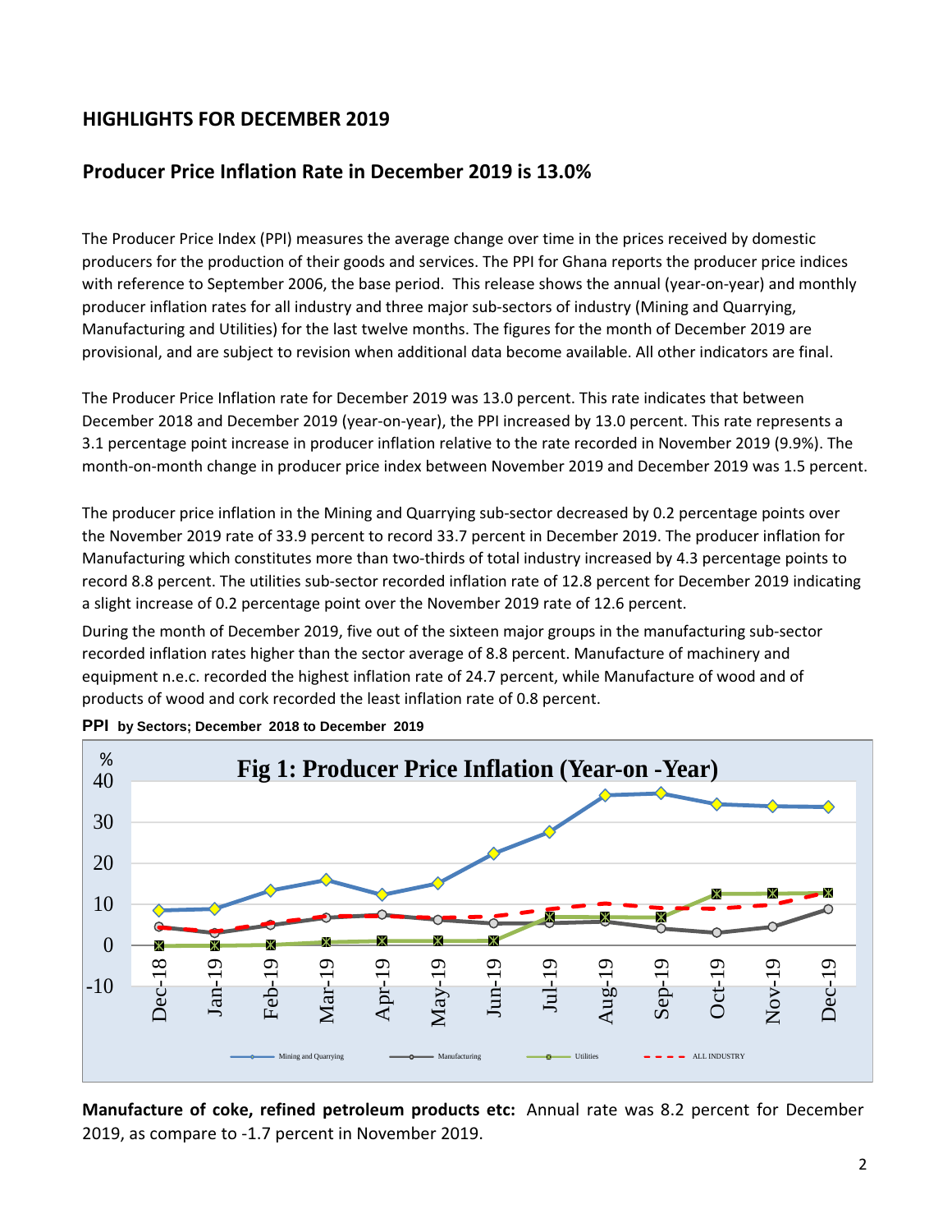## HIGHLIGHTS FOR DECEMBER 2019

### Producer Price Inflation Rate in December 2019 is 13.0%

The Producer Price Index (PPI) measures the average change over time in the prices received by domestic producers for the production of their goods and services. The PPI for Ghana reports the producer price indices with reference to September 2006, the base period. This release shows the annual (year-on-year) and monthly producer inflation rates for all industry and three major sub-sectors of industry (Mining and Quarrying, Manufacturing and Utilities) for the last twelve months. The figures for the month of December 2019 are provisional, and are subject to revision when additional data become available. All other indicators are final.

The Producer Price Inflation rate for December 2019 was 13.0 percent. This rate indicates that between December 2018 and December 2019 (year-on-year), the PPI increased by 13.0 percent. This rate represents a 3.1 percentage point increase in producer inflation relative to the rate recorded in November 2019 (9.9%). The month-on-month change in producer price index between November 2019 and December 2019 was 1.5 percent.

The producer price inflation in the Mining and Quarrying sub-sector decreased by 0.2 percentage points over the November 2019 rate of 33.9 percent to record 33.7 percent in December 2019. The producer inflation for Manufacturing which constitutes more than two-thirds of total industry increased by 4.3 percentage points to record 8.8 percent. The utilities sub-sector recorded inflation rate of 12.8 percent for December 2019 indicating a slight increase of 0.2 percentage point over the November 2019 rate of 12.6 percent.

During the month of December 2019, five out of the sixteen major groups in the manufacturing sub-sector recorded inflation rates higher than the sector average of 8.8 percent. Manufacture of machinery and equipment n.e.c. recorded the highest inflation rate of 24.7 percent, while Manufacture of wood and of products of wood and cork recorded the least inflation rate of 0.8 percent.

**PPI by Sectors; December 2018 to December 2019**

Fig 1: Producer Price Inflation (Year-on -Year)

**Manufacture of coke, refined petroleum products etc:** Annual rate was 8.2 percent for December 2019, as compare to -1.7 percent in November 2019.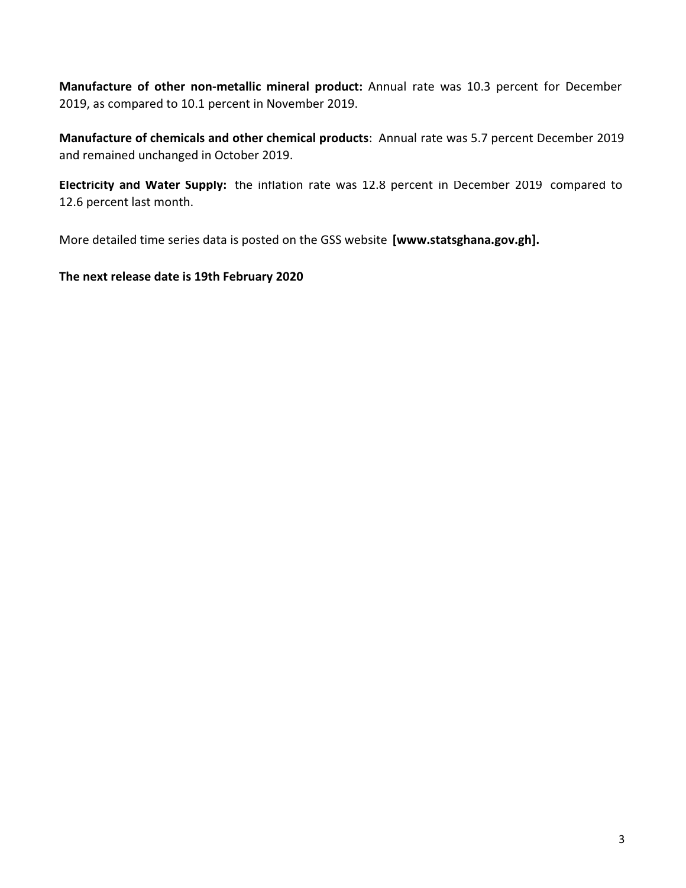**Manufacture of other non-metallic mineral product:** Annual rate was 10.3 percent for December 2019, as compared to 10.1 percent in November 2019.

**Manufacture of chemicals and other chemical products**: Annual rate was 5.7 percent December 2019 and remained unchanged in October 2019.

**Electricity and Water Supply:** the inflation rate was 12.8 percent in December 2019 compared to 12.6 percent last month.

More detailed time series data is posted on the GSS website **[www.statsghana.gov.gh].**

**The next release date is 19th February 2020**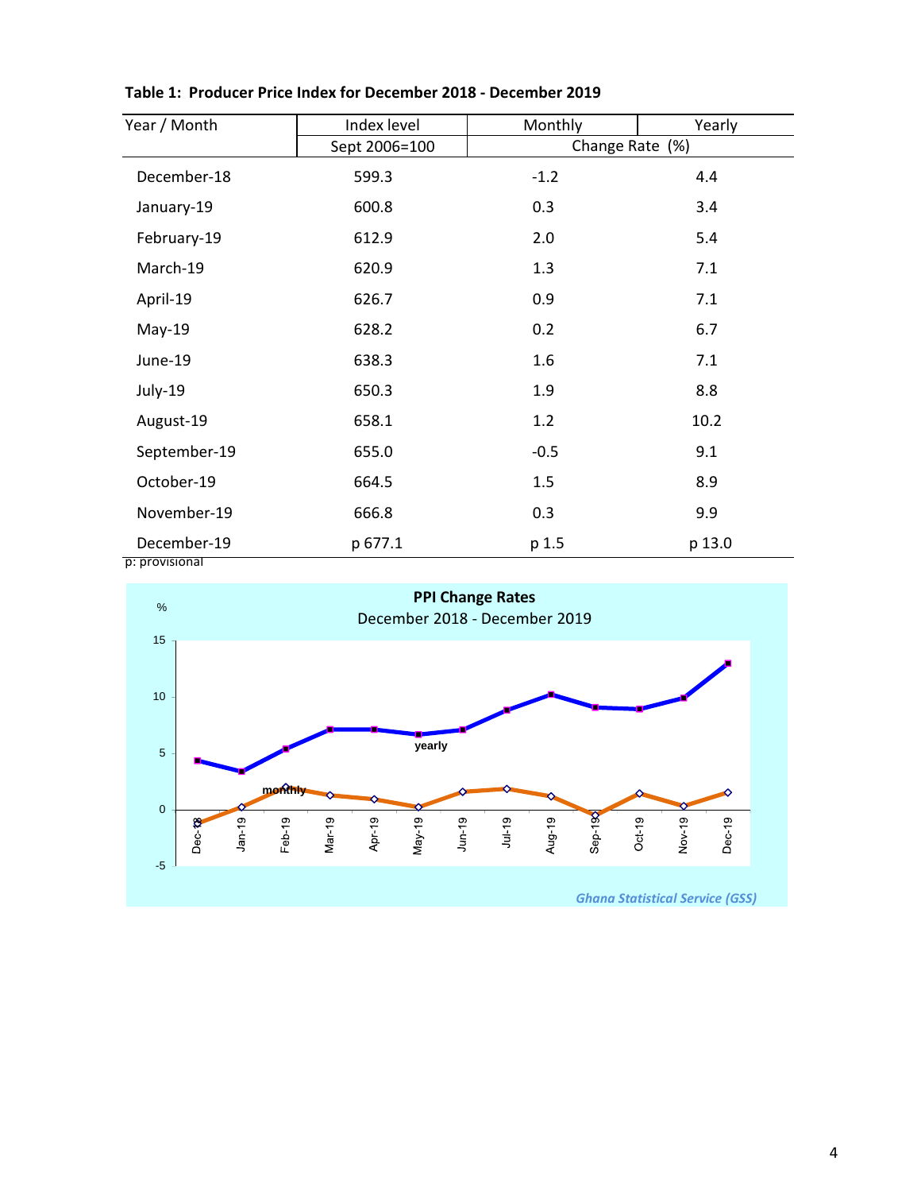**Table 1: Producer Price Index for December 2018 - December 2019**

| Year / Month | Index level | Monthly | Yearly |
|---|---|---|---|
| | Sept 2006=100 | Change Rate (%) | |
| December-18 | 599.3 | -1.2 | 4.4 |
| January-19 | 600.8 | 0.3 | 3.4 |
| February-19 | 612.9 | 2.0 | 5.4 |
| March-19 | 620.9 | 1.3 | 7.1 |
| April-19 | 626.7 | 0.9 | 7.1 |
| May-19 | 628.2 | 0.2 | 6.7 |
| June-19 | 638.3 | 1.6 | 7.1 |
| July-19 | 650.3 | 1.9 | 8.8 |
| August-19 | 658.1 | 1.2 | 10.2 |
| September-19 | 655.0 | -0.5 | 9.1 |
| October-19 | 664.5 | 1.5 | 8.9 |
| November-19 | 666.8 | 0.3 | 9.9 |
| December-19 | p 677.1 | p 1.5 | p 13.0 |

p: provisional

**PPI Change Rates**
December 2018 - December 2019

*Ghana Statistical Service (GSS)*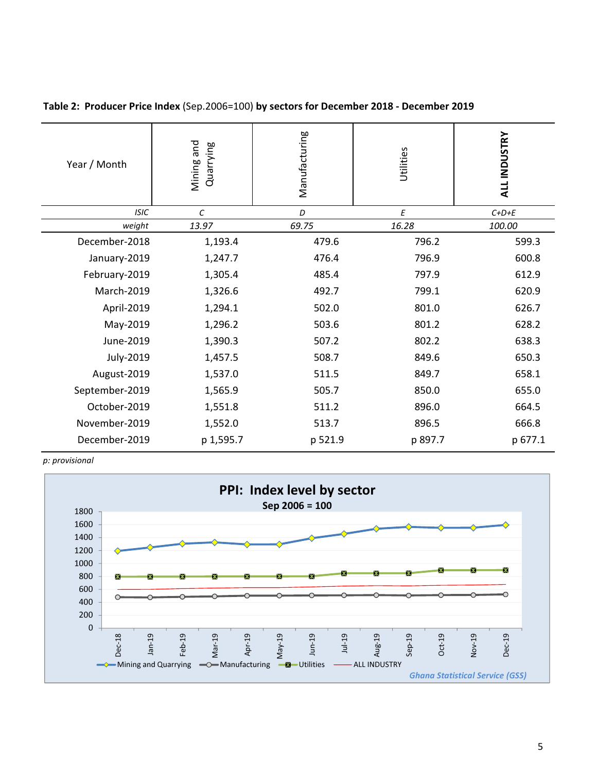**Table 2: Producer Price Index** (Sep.2006=100) **by sectors for December 2018 - December 2019**

| Year / Month | Mining and Quarrying | Manufacturing | Utilities | **ALL INDUSTRY** |
|---|---|---|---|---|
| *ISIC* | *C* | *D* | *E* | *C+D+E* |
| *weight* | *13.97* | *69.75* | *16.28* | *100.00* |
| December-2018 | 1,193.4 | 479.6 | 796.2 | 599.3 |
| January-2019 | 1,247.7 | 476.4 | 796.9 | 600.8 |
| February-2019 | 1,305.4 | 485.4 | 797.9 | 612.9 |
| March-2019 | 1,326.6 | 492.7 | 799.1 | 620.9 |
| April-2019 | 1,294.1 | 502.0 | 801.0 | 626.7 |
| May-2019 | 1,296.2 | 503.6 | 801.2 | 628.2 |
| June-2019 | 1,390.3 | 507.2 | 802.2 | 638.3 |
| July-2019 | 1,457.5 | 508.7 | 849.6 | 650.3 |
| August-2019 | 1,537.0 | 511.5 | 849.7 | 658.1 |
| September-2019 | 1,565.9 | 505.7 | 850.0 | 655.0 |
| October-2019 | 1,551.8 | 511.2 | 896.0 | 664.5 |
| November-2019 | 1,552.0 | 513.7 | 896.5 | 666.8 |
| December-2019 | p 1,595.7 | p 521.9 | p 897.7 | p 677.1 |

*p: provisional*

**PPI: Index level by sector**
**Sep 2006 = 100**

Mining and Quarrying, Manufacturing, Utilities, ALL INDUSTRY

*Ghana Statistical Service (GSS)*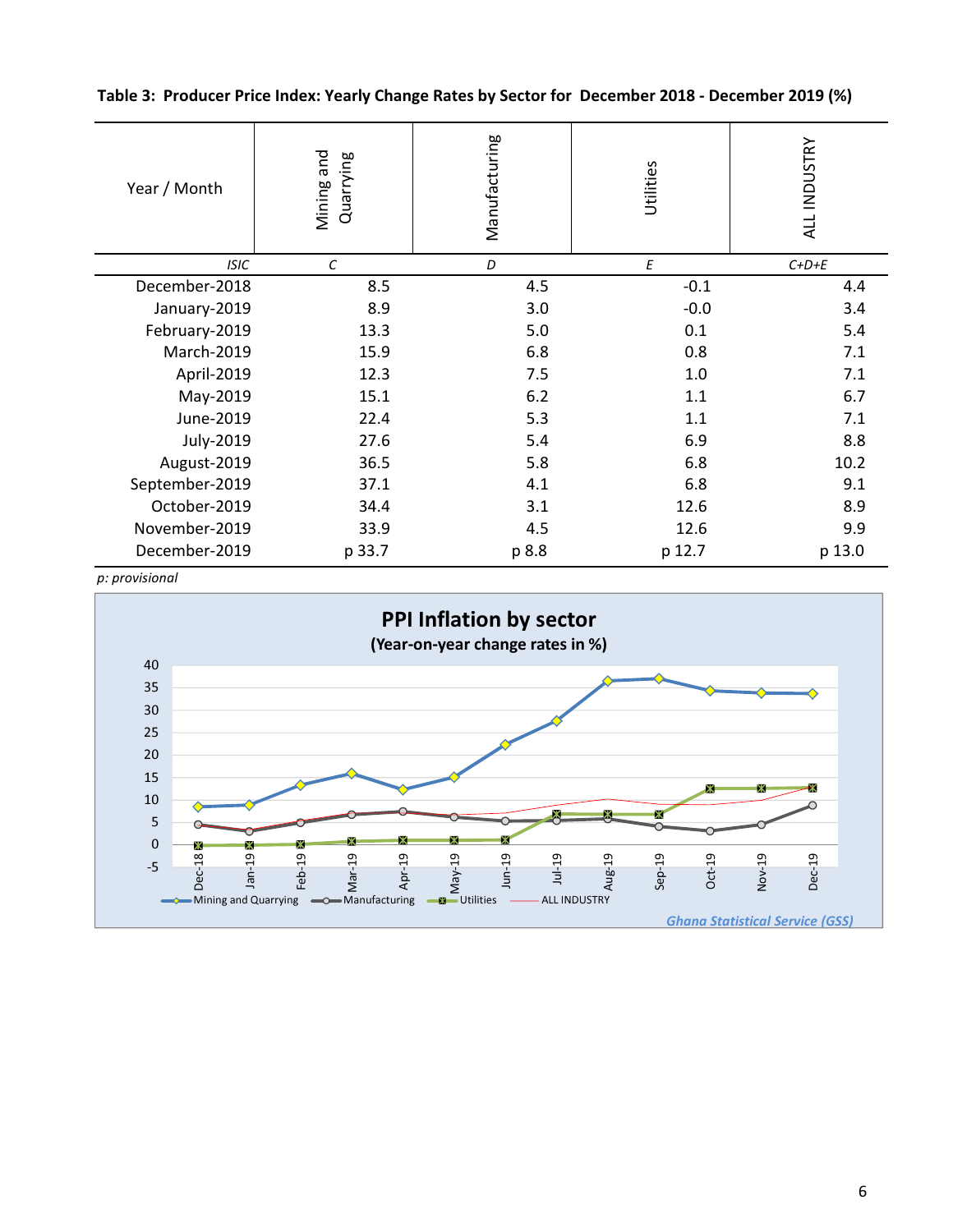**Table 3: Producer Price Index: Yearly Change Rates by Sector for December 2018 - December 2019 (%)**

| Year / Month | Mining and Quarrying | Manufacturing | Utilities | ALL INDUSTRY |
|---|---|---|---|---|
| *ISIC* | *C* | *D* | *E* | *C+D+E* |
| December-2018 | 8.5 | 4.5 | -0.1 | 4.4 |
| January-2019 | 8.9 | 3.0 | -0.0 | 3.4 |
| February-2019 | 13.3 | 5.0 | 0.1 | 5.4 |
| March-2019 | 15.9 | 6.8 | 0.8 | 7.1 |
| April-2019 | 12.3 | 7.5 | 1.0 | 7.1 |
| May-2019 | 15.1 | 6.2 | 1.1 | 6.7 |
| June-2019 | 22.4 | 5.3 | 1.1 | 7.1 |
| July-2019 | 27.6 | 5.4 | 6.9 | 8.8 |
| August-2019 | 36.5 | 5.8 | 6.8 | 10.2 |
| September-2019 | 37.1 | 4.1 | 6.8 | 9.1 |
| October-2019 | 34.4 | 3.1 | 12.6 | 8.9 |
| November-2019 | 33.9 | 4.5 | 12.6 | 9.9 |
| December-2019 | p 33.7 | p 8.8 | p 12.7 | p 13.0 |

*p: provisional*

**PPI Inflation by sector**
**(Year-on-year change rates in %)**

*Ghana Statistical Service (GSS)*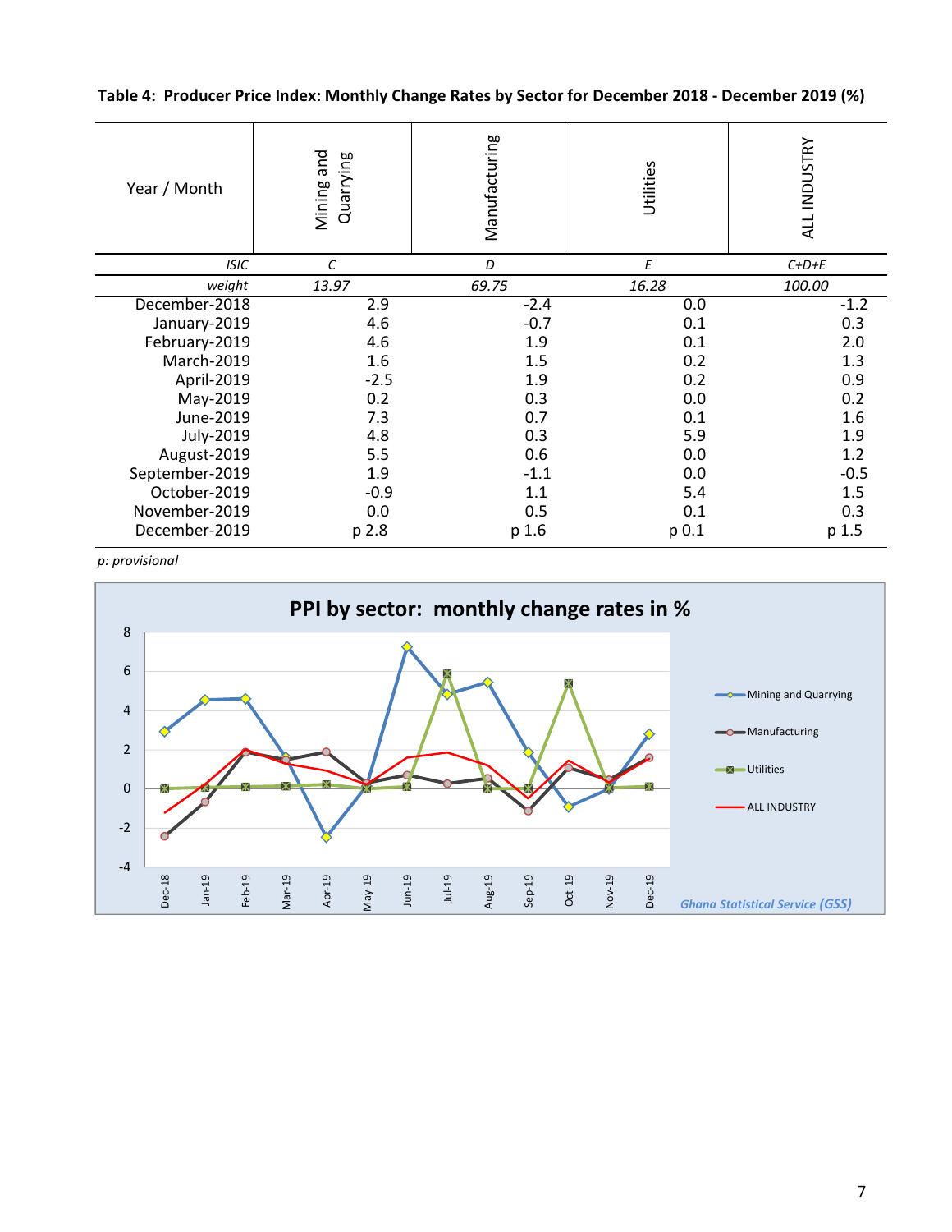**Table 4: Producer Price Index: Monthly Change Rates by Sector for December 2018 - December 2019 (%)**

| Year / Month | Mining and Quarrying | Manufacturing | Utilities | ALL INDUSTRY |
|---|---|---|---|---|
| *ISIC* | *C* | *D* | *E* | *C+D+E* |
| *weight* | *13.97* | *69.75* | *16.28* | *100.00* |
| December-2018 | 2.9 | -2.4 | 0.0 | -1.2 |
| January-2019 | 4.6 | -0.7 | 0.1 | 0.3 |
| February-2019 | 4.6 | 1.9 | 0.1 | 2.0 |
| March-2019 | 1.6 | 1.5 | 0.2 | 1.3 |
| April-2019 | -2.5 | 1.9 | 0.2 | 0.9 |
| May-2019 | 0.2 | 0.3 | 0.0 | 0.2 |
| June-2019 | 7.3 | 0.7 | 0.1 | 1.6 |
| July-2019 | 4.8 | 0.3 | 5.9 | 1.9 |
| August-2019 | 5.5 | 0.6 | 0.0 | 1.2 |
| September-2019 | 1.9 | -1.1 | 0.0 | -0.5 |
| October-2019 | -0.9 | 1.1 | 5.4 | 1.5 |
| November-2019 | 0.0 | 0.5 | 0.1 | 0.3 |
| December-2019 | p 2.8 | p 1.6 | p 0.1 | p 1.5 |

*p: provisional*

**PPI by sector: monthly change rates in %**

*Ghana Statistical Service (GSS)*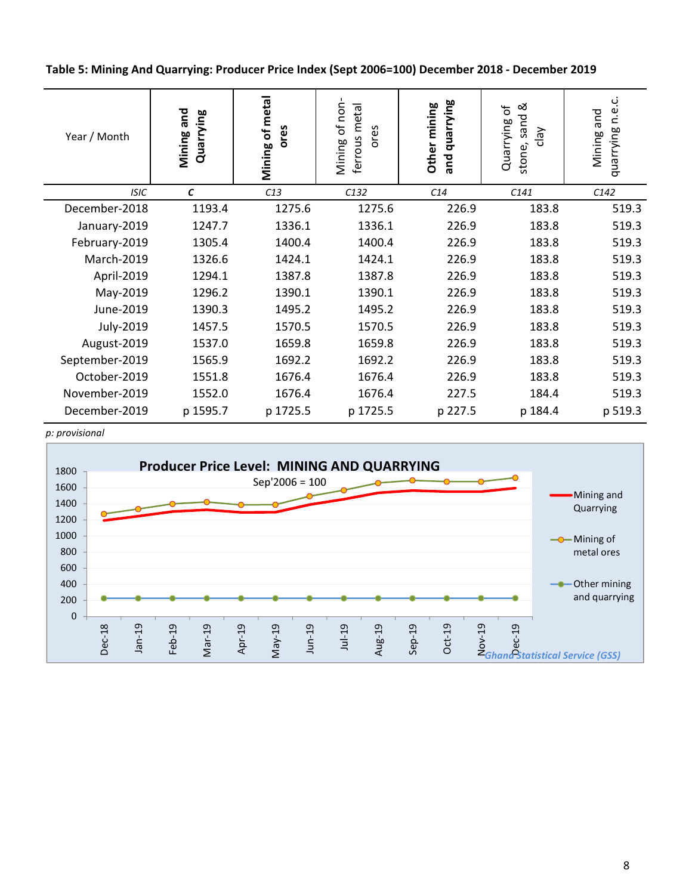**Table 5: Mining And Quarrying: Producer Price Index (Sept 2006=100) December 2018 - December 2019**

| Year / Month | Mining and Quarrying | Mining of metal ores | Mining of non-ferrous metal ores | Other mining and quarrying | Quarrying of stone, sand & clay | Mining and quarrying n.e.c. |
|---|---|---|---|---|---|---|
| *ISIC* | *C* | *C13* | *C132* | *C14* | *C141* | *C142* |
| December-2018 | 1193.4 | 1275.6 | 1275.6 | 226.9 | 183.8 | 519.3 |
| January-2019 | 1247.7 | 1336.1 | 1336.1 | 226.9 | 183.8 | 519.3 |
| February-2019 | 1305.4 | 1400.4 | 1400.4 | 226.9 | 183.8 | 519.3 |
| March-2019 | 1326.6 | 1424.1 | 1424.1 | 226.9 | 183.8 | 519.3 |
| April-2019 | 1294.1 | 1387.8 | 1387.8 | 226.9 | 183.8 | 519.3 |
| May-2019 | 1296.2 | 1390.1 | 1390.1 | 226.9 | 183.8 | 519.3 |
| June-2019 | 1390.3 | 1495.2 | 1495.2 | 226.9 | 183.8 | 519.3 |
| July-2019 | 1457.5 | 1570.5 | 1570.5 | 226.9 | 183.8 | 519.3 |
| August-2019 | 1537.0 | 1659.8 | 1659.8 | 226.9 | 183.8 | 519.3 |
| September-2019 | 1565.9 | 1692.2 | 1692.2 | 226.9 | 183.8 | 519.3 |
| October-2019 | 1551.8 | 1676.4 | 1676.4 | 226.9 | 183.8 | 519.3 |
| November-2019 | 1552.0 | 1676.4 | 1676.4 | 227.5 | 184.4 | 519.3 |
| December-2019 | p 1595.7 | p 1725.5 | p 1725.5 | p 227.5 | p 184.4 | p 519.3 |

*p: provisional*

**Producer Price Level: MINING AND QUARRYING**

Sep'2006 = 100

Legend: Mining and Quarrying; Mining of metal ores; Other mining and quarrying

*Ghana Statistical Service (GSS)*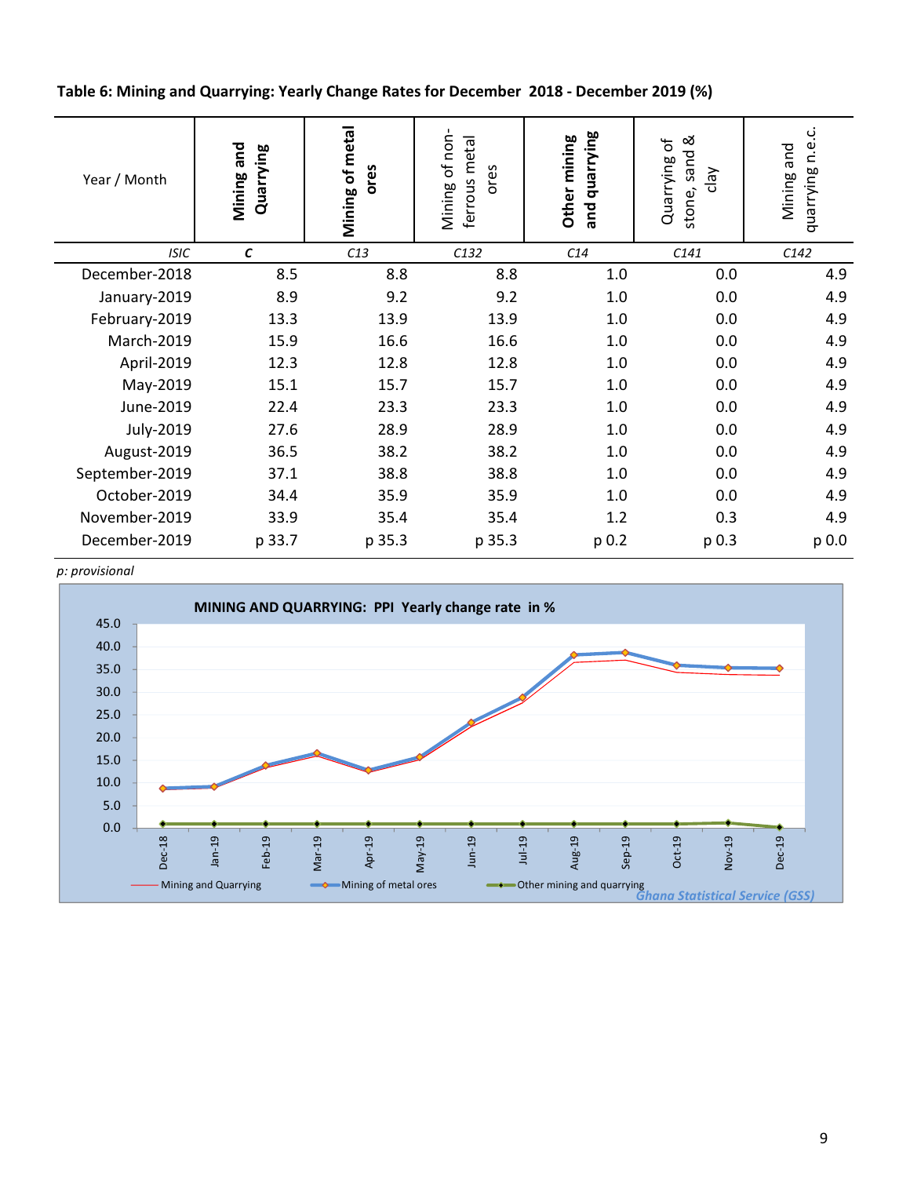**Table 6: Mining and Quarrying: Yearly Change Rates for December 2018 - December 2019 (%)**

| Year / Month | Mining and Quarrying | Mining of metal ores | Mining of non-ferrous metal ores | Other mining and quarrying | Quarrying of stone, sand & clay | Mining and quarrying n.e.c. |
|---|---|---|---|---|---|---|
| *ISIC* | *C* | *C13* | *C132* | *C14* | *C141* | *C142* |
| December-2018 | 8.5 | 8.8 | 8.8 | 1.0 | 0.0 | 4.9 |
| January-2019 | 8.9 | 9.2 | 9.2 | 1.0 | 0.0 | 4.9 |
| February-2019 | 13.3 | 13.9 | 13.9 | 1.0 | 0.0 | 4.9 |
| March-2019 | 15.9 | 16.6 | 16.6 | 1.0 | 0.0 | 4.9 |
| April-2019 | 12.3 | 12.8 | 12.8 | 1.0 | 0.0 | 4.9 |
| May-2019 | 15.1 | 15.7 | 15.7 | 1.0 | 0.0 | 4.9 |
| June-2019 | 22.4 | 23.3 | 23.3 | 1.0 | 0.0 | 4.9 |
| July-2019 | 27.6 | 28.9 | 28.9 | 1.0 | 0.0 | 4.9 |
| August-2019 | 36.5 | 38.2 | 38.2 | 1.0 | 0.0 | 4.9 |
| September-2019 | 37.1 | 38.8 | 38.8 | 1.0 | 0.0 | 4.9 |
| October-2019 | 34.4 | 35.9 | 35.9 | 1.0 | 0.0 | 4.9 |
| November-2019 | 33.9 | 35.4 | 35.4 | 1.2 | 0.3 | 4.9 |
| December-2019 | p 33.7 | p 35.3 | p 35.3 | p 0.2 | p 0.3 | p 0.0 |

*p: provisional*

**MINING AND QUARRYING: PPI Yearly change rate in %**

Legend: Mining and Quarrying; Mining of metal ores; Other mining and quarrying

*Ghana Statistical Service (GSS)*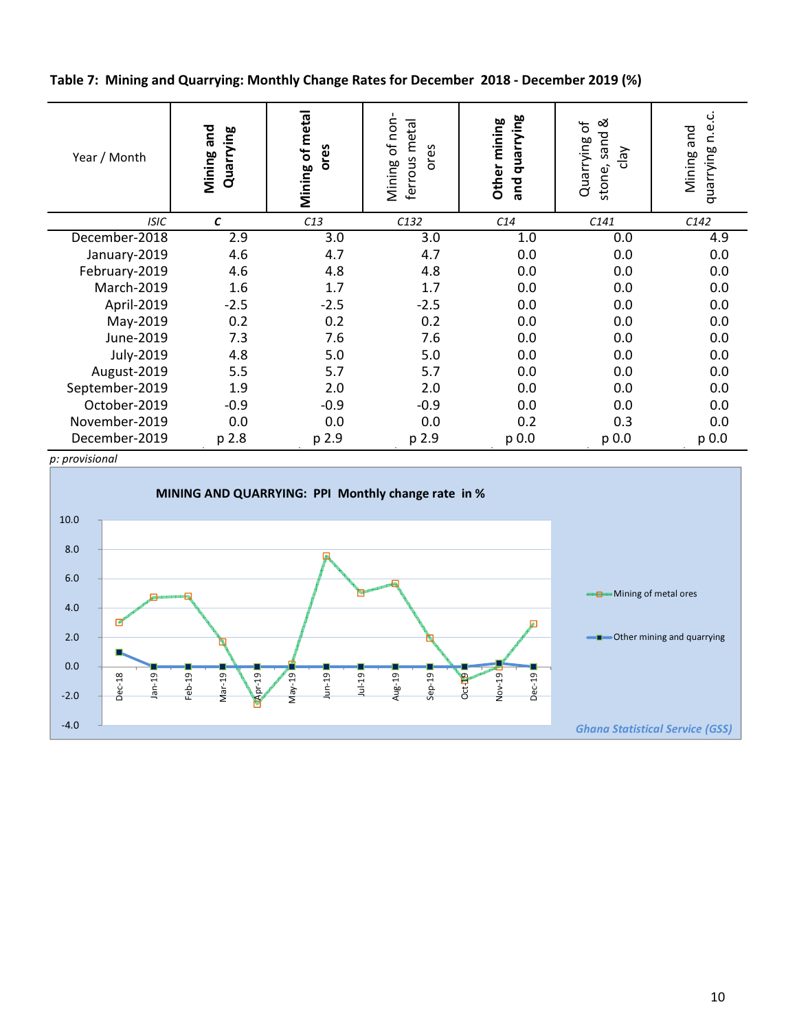**Table 7: Mining and Quarrying: Monthly Change Rates for December 2018 - December 2019 (%)**

| Year / Month | Mining and Quarrying | Mining of metal ores | Mining of non-ferrous metal ores | Other mining and quarrying | Quarrying of stone, sand & clay | Mining and quarrying n.e.c. |
|---|---|---|---|---|---|---|
| *ISIC* | *C* | *C13* | *C132* | *C14* | *C141* | *C142* |
| December-2018 | 2.9 | 3.0 | 3.0 | 1.0 | 0.0 | 4.9 |
| January-2019 | 4.6 | 4.7 | 4.7 | 0.0 | 0.0 | 0.0 |
| February-2019 | 4.6 | 4.8 | 4.8 | 0.0 | 0.0 | 0.0 |
| March-2019 | 1.6 | 1.7 | 1.7 | 0.0 | 0.0 | 0.0 |
| April-2019 | -2.5 | -2.5 | -2.5 | 0.0 | 0.0 | 0.0 |
| May-2019 | 0.2 | 0.2 | 0.2 | 0.0 | 0.0 | 0.0 |
| June-2019 | 7.3 | 7.6 | 7.6 | 0.0 | 0.0 | 0.0 |
| July-2019 | 4.8 | 5.0 | 5.0 | 0.0 | 0.0 | 0.0 |
| August-2019 | 5.5 | 5.7 | 5.7 | 0.0 | 0.0 | 0.0 |
| September-2019 | 1.9 | 2.0 | 2.0 | 0.0 | 0.0 | 0.0 |
| October-2019 | -0.9 | -0.9 | -0.9 | 0.0 | 0.0 | 0.0 |
| November-2019 | 0.0 | 0.0 | 0.0 | 0.2 | 0.3 | 0.0 |
| December-2019 | p 2.8 | p 2.9 | p 2.9 | p 0.0 | p 0.0 | p 0.0 |

*p: provisional*

**MINING AND QUARRYING: PPI Monthly change rate in %**

| Month | Mining of metal ores | Other mining and quarrying |
|---|---|---|
| Dec-18 | 3.0 | 1.0 |
| Jan-19 | 4.7 | 0.0 |
| Feb-19 | 4.8 | 0.0 |
| Mar-19 | 1.7 | 0.0 |
| Apr-19 | -2.5 | 0.0 |
| May-19 | 0.2 | 0.0 |
| Jun-19 | 7.6 | 0.0 |
| Jul-19 | 5.0 | 0.0 |
| Aug-19 | 5.7 | 0.0 |
| Sep-19 | 2.0 | 0.0 |
| Oct-19 | -0.9 | 0.0 |
| Nov-19 | 0.0 | 0.2 |
| Dec-19 | 2.9 | 0.0 |

*Ghana Statistical Service (GSS)*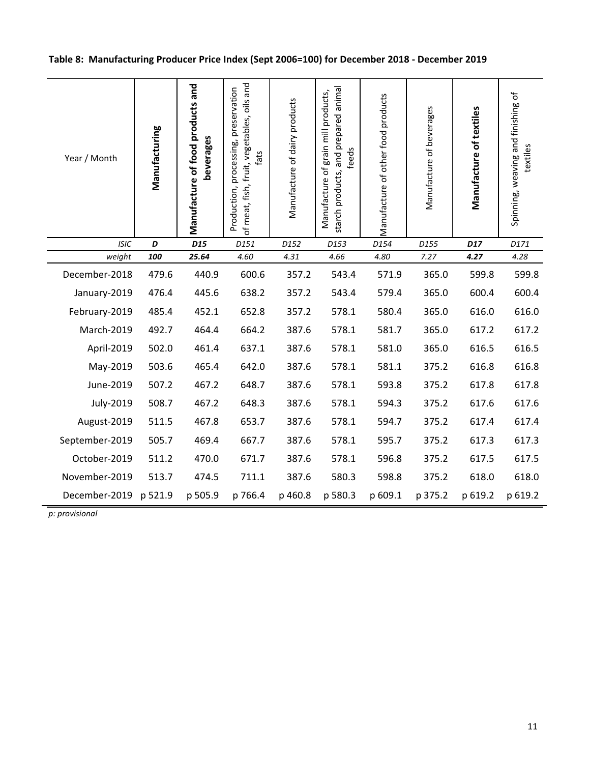**Table 8: Manufacturing Producer Price Index (Sept 2006=100) for December 2018 - December 2019**

| Year / Month | **Manufacturing** | **Manufacture of food products and beverages** | Production, processing, preservation of meat, fish, fruit, vegetables, oils and fats | Manufacture of dairy products | Manufacture of grain mill products, starch products, and prepared animal feeds | Manufacture of other food products | Manufacture of beverages | **Manufacture of textiles** | Spinning, weaving and finishing of textiles |
|---|---|---|---|---|---|---|---|---|---|
| *ISIC* | ***D*** | ***D15*** | *D151* | *D152* | *D153* | *D154* | *D155* | ***D17*** | *D171* |
| *weight* | ***100*** | ***25.64*** | *4.60* | *4.31* | *4.66* | *4.80* | *7.27* | ***4.27*** | *4.28* |
| December-2018 | 479.6 | 440.9 | 600.6 | 357.2 | 543.4 | 571.9 | 365.0 | 599.8 | 599.8 |
| January-2019 | 476.4 | 445.6 | 638.2 | 357.2 | 543.4 | 579.4 | 365.0 | 600.4 | 600.4 |
| February-2019 | 485.4 | 452.1 | 652.8 | 357.2 | 578.1 | 580.4 | 365.0 | 616.0 | 616.0 |
| March-2019 | 492.7 | 464.4 | 664.2 | 387.6 | 578.1 | 581.7 | 365.0 | 617.2 | 617.2 |
| April-2019 | 502.0 | 461.4 | 637.1 | 387.6 | 578.1 | 581.0 | 365.0 | 616.5 | 616.5 |
| May-2019 | 503.6 | 465.4 | 642.0 | 387.6 | 578.1 | 581.1 | 375.2 | 616.8 | 616.8 |
| June-2019 | 507.2 | 467.2 | 648.7 | 387.6 | 578.1 | 593.8 | 375.2 | 617.8 | 617.8 |
| July-2019 | 508.7 | 467.2 | 648.3 | 387.6 | 578.1 | 594.3 | 375.2 | 617.6 | 617.6 |
| August-2019 | 511.5 | 467.8 | 653.7 | 387.6 | 578.1 | 594.7 | 375.2 | 617.4 | 617.4 |
| September-2019 | 505.7 | 469.4 | 667.7 | 387.6 | 578.1 | 595.7 | 375.2 | 617.3 | 617.3 |
| October-2019 | 511.2 | 470.0 | 671.7 | 387.6 | 578.1 | 596.8 | 375.2 | 617.5 | 617.5 |
| November-2019 | 513.7 | 474.5 | 711.1 | 387.6 | 580.3 | 598.8 | 375.2 | 618.0 | 618.0 |
| December-2019 | p 521.9 | p 505.9 | p 766.4 | p 460.8 | p 580.3 | p 609.1 | p 375.2 | p 619.2 | p 619.2 |

*p: provisional*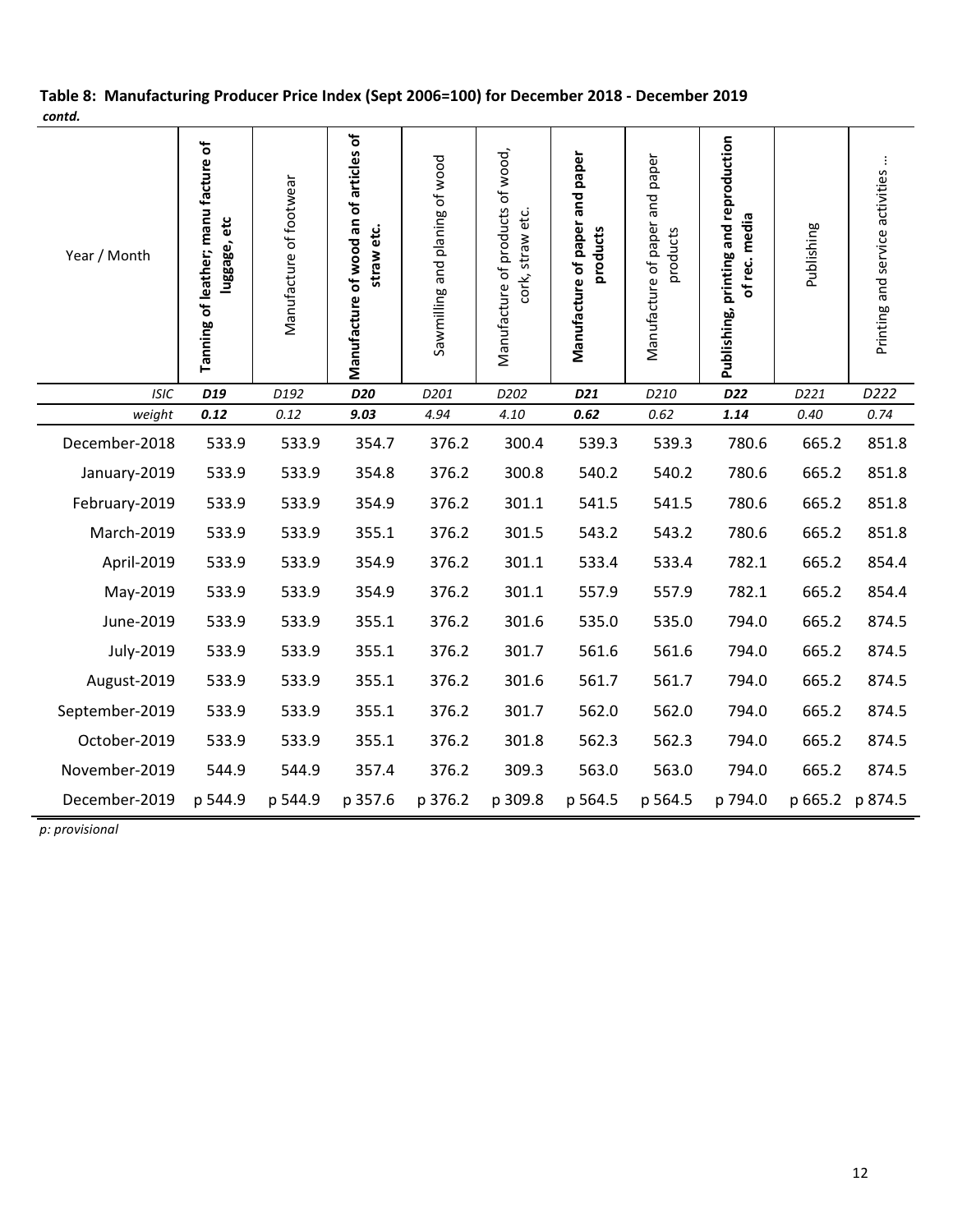**Table 8: Manufacturing Producer Price Index (Sept 2006=100) for December 2018 - December 2019**
***contd.***

| Year / Month | **Tanning of leather; manu facture of luggage, etc** | Manufacture of footwear | **Manufacture of wood an of articles of straw etc.** | Sawmilling and planing of wood | Manufacture of products of wood, cork, straw etc. | **Manufacture of paper and paper products** | Manufacture of paper and paper products | **Publishing, printing and reproduction of rec. media** | Publishing | Printing and service activities ... |
|---|---|---|---|---|---|---|---|---|---|---|
| *ISIC* | ***D19*** | *D192* | ***D20*** | *D201* | *D202* | ***D21*** | *D210* | ***D22*** | *D221* | *D222* |
| *weight* | ***0.12*** | *0.12* | ***9.03*** | *4.94* | *4.10* | ***0.62*** | *0.62* | ***1.14*** | *0.40* | *0.74* |
| December-2018 | 533.9 | 533.9 | 354.7 | 376.2 | 300.4 | 539.3 | 539.3 | 780.6 | 665.2 | 851.8 |
| January-2019 | 533.9 | 533.9 | 354.8 | 376.2 | 300.8 | 540.2 | 540.2 | 780.6 | 665.2 | 851.8 |
| February-2019 | 533.9 | 533.9 | 354.9 | 376.2 | 301.1 | 541.5 | 541.5 | 780.6 | 665.2 | 851.8 |
| March-2019 | 533.9 | 533.9 | 355.1 | 376.2 | 301.5 | 543.2 | 543.2 | 780.6 | 665.2 | 851.8 |
| April-2019 | 533.9 | 533.9 | 354.9 | 376.2 | 301.1 | 533.4 | 533.4 | 782.1 | 665.2 | 854.4 |
| May-2019 | 533.9 | 533.9 | 354.9 | 376.2 | 301.1 | 557.9 | 557.9 | 782.1 | 665.2 | 854.4 |
| June-2019 | 533.9 | 533.9 | 355.1 | 376.2 | 301.6 | 535.0 | 535.0 | 794.0 | 665.2 | 874.5 |
| July-2019 | 533.9 | 533.9 | 355.1 | 376.2 | 301.7 | 561.6 | 561.6 | 794.0 | 665.2 | 874.5 |
| August-2019 | 533.9 | 533.9 | 355.1 | 376.2 | 301.6 | 561.7 | 561.7 | 794.0 | 665.2 | 874.5 |
| September-2019 | 533.9 | 533.9 | 355.1 | 376.2 | 301.7 | 562.0 | 562.0 | 794.0 | 665.2 | 874.5 |
| October-2019 | 533.9 | 533.9 | 355.1 | 376.2 | 301.8 | 562.3 | 562.3 | 794.0 | 665.2 | 874.5 |
| November-2019 | 544.9 | 544.9 | 357.4 | 376.2 | 309.3 | 563.0 | 563.0 | 794.0 | 665.2 | 874.5 |
| December-2019 | p 544.9 | p 544.9 | p 357.6 | p 376.2 | p 309.8 | p 564.5 | p 564.5 | p 794.0 | p 665.2 | p 874.5 |

*p: provisional*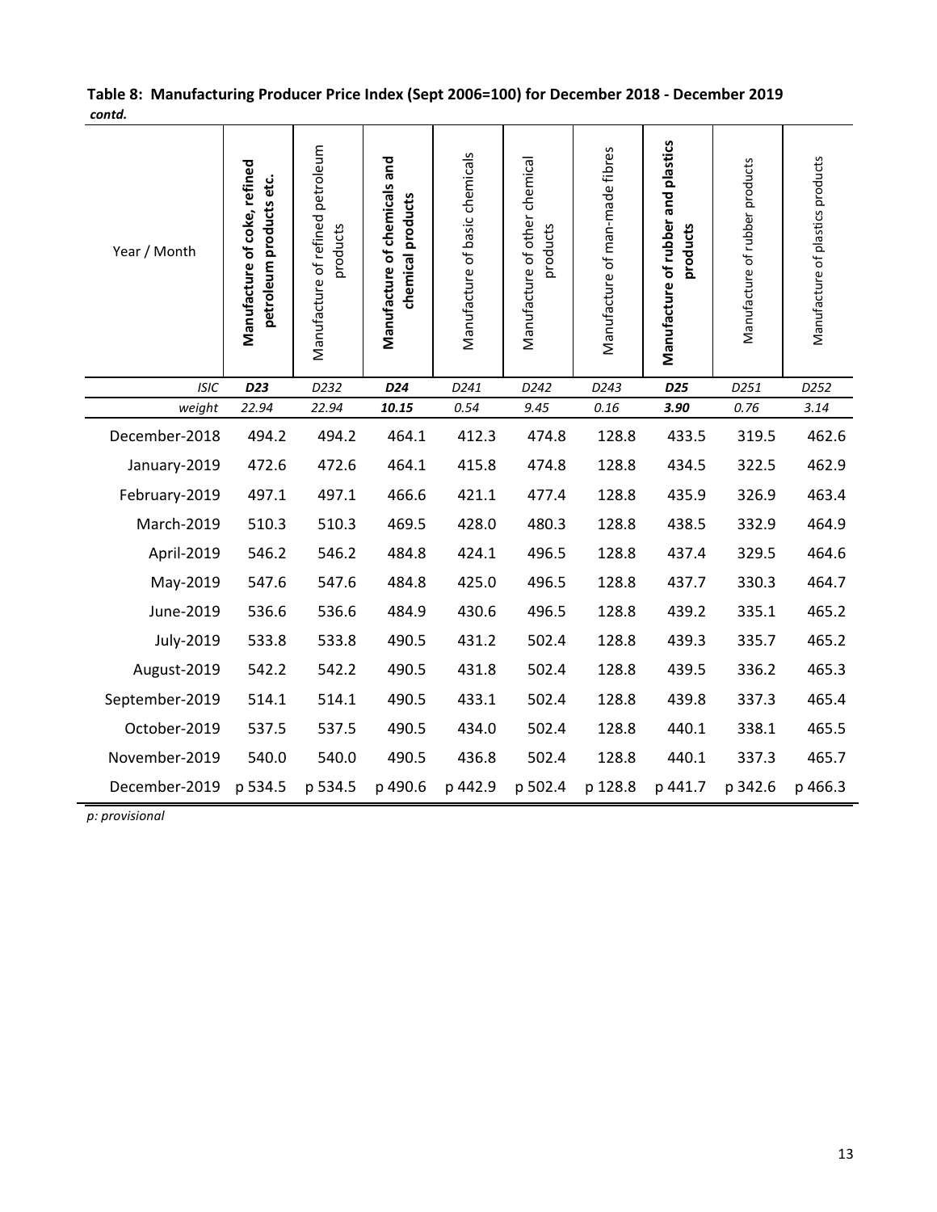**Table 8: Manufacturing Producer Price Index (Sept 2006=100) for December 2018 - December 2019**
***contd.***

| Year / Month | **Manufacture of coke, refined petroleum products etc.** | Manufacture of refined petroleum products | **Manufacture of chemicals and chemical products** | Manufacture of basic chemicals | Manufacture of other chemical products | Manufacture of man-made fibres | **Manufacture of rubber and plastics products** | Manufacture of rubber products | Manufacture of plastics products |
|---|---|---|---|---|---|---|---|---|---|
| *ISIC* | ***D23*** | *D232* | ***D24*** | *D241* | *D242* | *D243* | ***D25*** | *D251* | *D252* |
| *weight* | ***22.94*** | *22.94* | ***10.15*** | *0.54* | *9.45* | *0.16* | ***3.90*** | *0.76* | *3.14* |
| December-2018 | 494.2 | 494.2 | 464.1 | 412.3 | 474.8 | 128.8 | 433.5 | 319.5 | 462.6 |
| January-2019 | 472.6 | 472.6 | 464.1 | 415.8 | 474.8 | 128.8 | 434.5 | 322.5 | 462.9 |
| February-2019 | 497.1 | 497.1 | 466.6 | 421.1 | 477.4 | 128.8 | 435.9 | 326.9 | 463.4 |
| March-2019 | 510.3 | 510.3 | 469.5 | 428.0 | 480.3 | 128.8 | 438.5 | 332.9 | 464.9 |
| April-2019 | 546.2 | 546.2 | 484.8 | 424.1 | 496.5 | 128.8 | 437.4 | 329.5 | 464.6 |
| May-2019 | 547.6 | 547.6 | 484.8 | 425.0 | 496.5 | 128.8 | 437.7 | 330.3 | 464.7 |
| June-2019 | 536.6 | 536.6 | 484.9 | 430.6 | 496.5 | 128.8 | 439.2 | 335.1 | 465.2 |
| July-2019 | 533.8 | 533.8 | 490.5 | 431.2 | 502.4 | 128.8 | 439.3 | 335.7 | 465.2 |
| August-2019 | 542.2 | 542.2 | 490.5 | 431.8 | 502.4 | 128.8 | 439.5 | 336.2 | 465.3 |
| September-2019 | 514.1 | 514.1 | 490.5 | 433.1 | 502.4 | 128.8 | 439.8 | 337.3 | 465.4 |
| October-2019 | 537.5 | 537.5 | 490.5 | 434.0 | 502.4 | 128.8 | 440.1 | 338.1 | 465.5 |
| November-2019 | 540.0 | 540.0 | 490.5 | 436.8 | 502.4 | 128.8 | 440.1 | 337.3 | 465.7 |
| December-2019 | p 534.5 | p 534.5 | p 490.6 | p 442.9 | p 502.4 | p 128.8 | p 441.7 | p 342.6 | p 466.3 |

*p: provisional*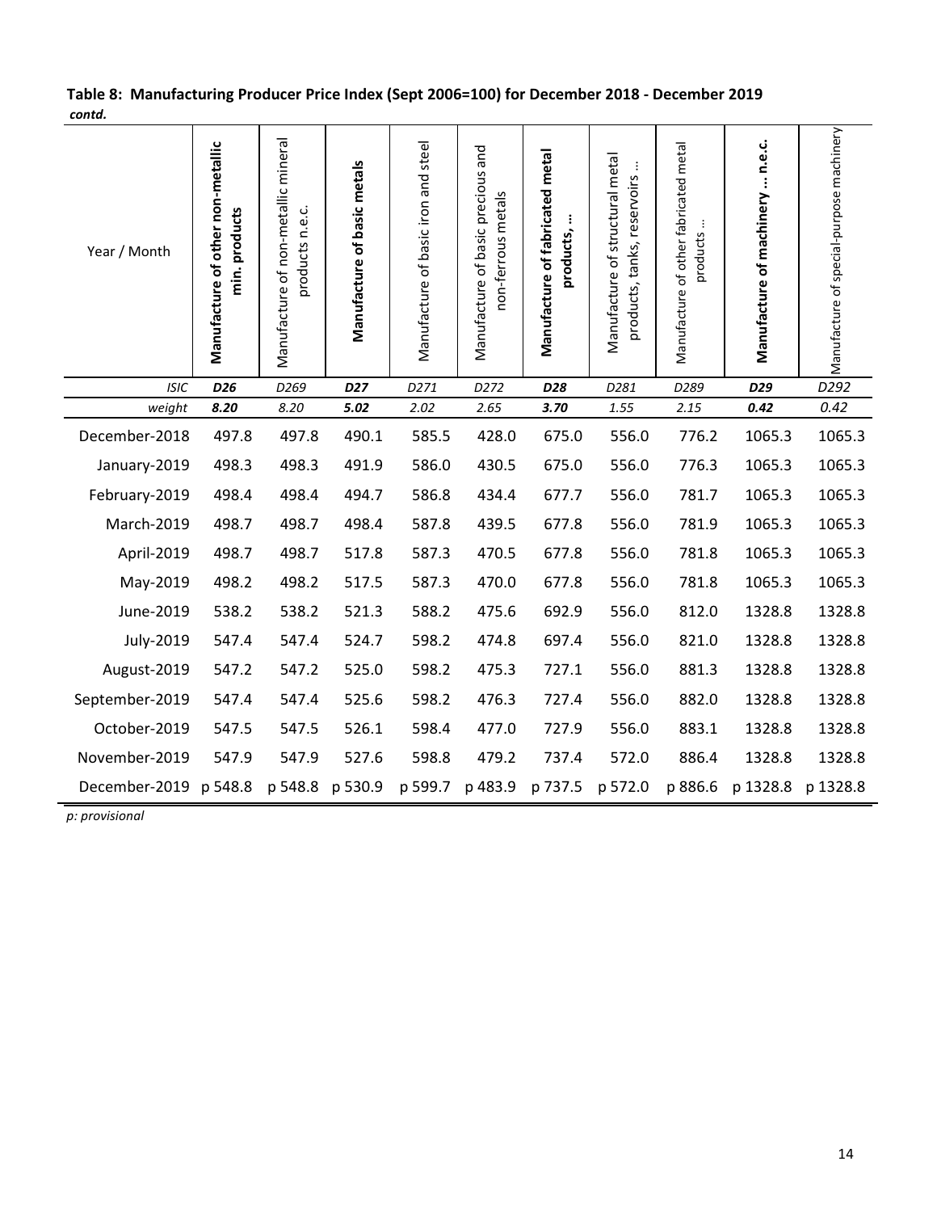**Table 8: Manufacturing Producer Price Index (Sept 2006=100) for December 2018 - December 2019**
***contd.***

| Year / Month | **Manufacture of other non-metallic min. products** | Manufacture of non-metallic mineral products n.e.c. | **Manufacture of basic metals** | Manufacture of basic iron and steel | Manufacture of basic precious and non-ferrous metals | **Manufacture of fabricated metal products, …** | Manufacture of structural metal products, tanks, reservoirs … | Manufacture of other fabricated metal products … | **Manufacture of machinery … n.e.c.** | Manufacture of special-purpose machinery |
|---|---|---|---|---|---|---|---|---|---|---|
| *ISIC* | ***D26*** | *D269* | ***D27*** | *D271* | *D272* | ***D28*** | *D281* | *D289* | ***D29*** | *D292* |
| *weight* | ***8.20*** | *8.20* | ***5.02*** | *2.02* | *2.65* | ***3.70*** | *1.55* | *2.15* | ***0.42*** | *0.42* |
| December-2018 | 497.8 | 497.8 | 490.1 | 585.5 | 428.0 | 675.0 | 556.0 | 776.2 | 1065.3 | 1065.3 |
| January-2019 | 498.3 | 498.3 | 491.9 | 586.0 | 430.5 | 675.0 | 556.0 | 776.3 | 1065.3 | 1065.3 |
| February-2019 | 498.4 | 498.4 | 494.7 | 586.8 | 434.4 | 677.7 | 556.0 | 781.7 | 1065.3 | 1065.3 |
| March-2019 | 498.7 | 498.7 | 498.4 | 587.8 | 439.5 | 677.8 | 556.0 | 781.9 | 1065.3 | 1065.3 |
| April-2019 | 498.7 | 498.7 | 517.8 | 587.3 | 470.5 | 677.8 | 556.0 | 781.8 | 1065.3 | 1065.3 |
| May-2019 | 498.2 | 498.2 | 517.5 | 587.3 | 470.0 | 677.8 | 556.0 | 781.8 | 1065.3 | 1065.3 |
| June-2019 | 538.2 | 538.2 | 521.3 | 588.2 | 475.6 | 692.9 | 556.0 | 812.0 | 1328.8 | 1328.8 |
| July-2019 | 547.4 | 547.4 | 524.7 | 598.2 | 474.8 | 697.4 | 556.0 | 821.0 | 1328.8 | 1328.8 |
| August-2019 | 547.2 | 547.2 | 525.0 | 598.2 | 475.3 | 727.1 | 556.0 | 881.3 | 1328.8 | 1328.8 |
| September-2019 | 547.4 | 547.4 | 525.6 | 598.2 | 476.3 | 727.4 | 556.0 | 882.0 | 1328.8 | 1328.8 |
| October-2019 | 547.5 | 547.5 | 526.1 | 598.4 | 477.0 | 727.9 | 556.0 | 883.1 | 1328.8 | 1328.8 |
| November-2019 | 547.9 | 547.9 | 527.6 | 598.8 | 479.2 | 737.4 | 572.0 | 886.4 | 1328.8 | 1328.8 |
| December-2019 | p 548.8 | p 548.8 | p 530.9 | p 599.7 | p 483.9 | p 737.5 | p 572.0 | p 886.6 | p 1328.8 | p 1328.8 |

*p: provisional*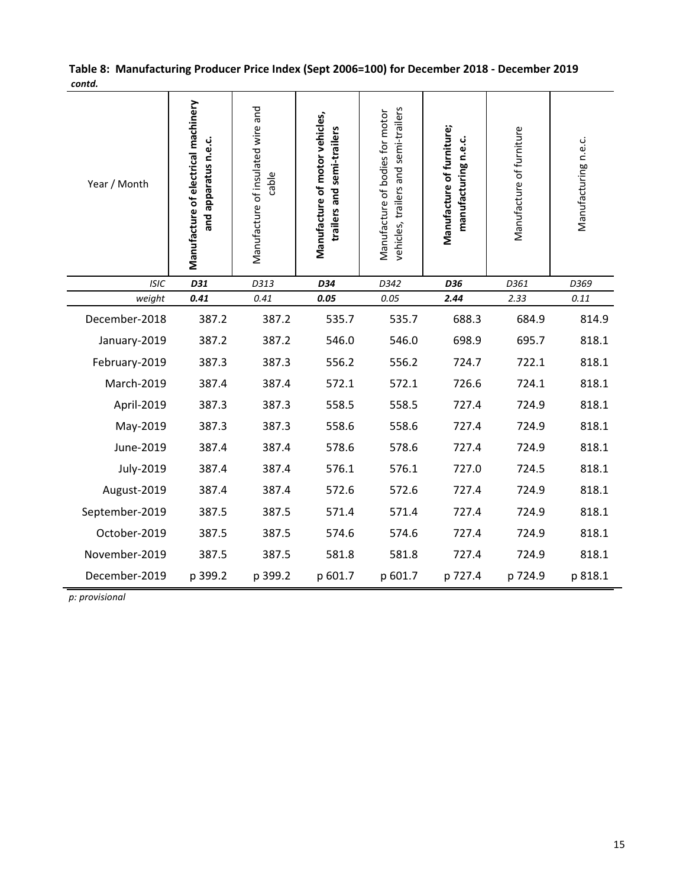**Table 8: Manufacturing Producer Price Index (Sept 2006=100) for December 2018 - December 2019**
***contd.***

| Year / Month | **Manufacture of electrical machinery and apparatus n.e.c.** | Manufacture of insulated wire and cable | **Manufacture of motor vehicles, trailers and semi-trailers** | Manufacture of bodies for motor vehicles, trailers and semi-trailers | **Manufacture of furniture; manufacturing n.e.c.** | Manufacture of furniture | Manufacturing n.e.c. |
|---|---|---|---|---|---|---|---|
| *ISIC* | ***D31*** | *D313* | ***D34*** | *D342* | ***D36*** | *D361* | *D369* |
| *weight* | ***0.41*** | *0.41* | ***0.05*** | *0.05* | ***2.44*** | *2.33* | *0.11* |
| December-2018 | 387.2 | 387.2 | 535.7 | 535.7 | 688.3 | 684.9 | 814.9 |
| January-2019 | 387.2 | 387.2 | 546.0 | 546.0 | 698.9 | 695.7 | 818.1 |
| February-2019 | 387.3 | 387.3 | 556.2 | 556.2 | 724.7 | 722.1 | 818.1 |
| March-2019 | 387.4 | 387.4 | 572.1 | 572.1 | 726.6 | 724.1 | 818.1 |
| April-2019 | 387.3 | 387.3 | 558.5 | 558.5 | 727.4 | 724.9 | 818.1 |
| May-2019 | 387.3 | 387.3 | 558.6 | 558.6 | 727.4 | 724.9 | 818.1 |
| June-2019 | 387.4 | 387.4 | 578.6 | 578.6 | 727.4 | 724.9 | 818.1 |
| July-2019 | 387.4 | 387.4 | 576.1 | 576.1 | 727.0 | 724.5 | 818.1 |
| August-2019 | 387.4 | 387.4 | 572.6 | 572.6 | 727.4 | 724.9 | 818.1 |
| September-2019 | 387.5 | 387.5 | 571.4 | 571.4 | 727.4 | 724.9 | 818.1 |
| October-2019 | 387.5 | 387.5 | 574.6 | 574.6 | 727.4 | 724.9 | 818.1 |
| November-2019 | 387.5 | 387.5 | 581.8 | 581.8 | 727.4 | 724.9 | 818.1 |
| December-2019 | p 399.2 | p 399.2 | p 601.7 | p 601.7 | p 727.4 | p 724.9 | p 818.1 |

*p: provisional*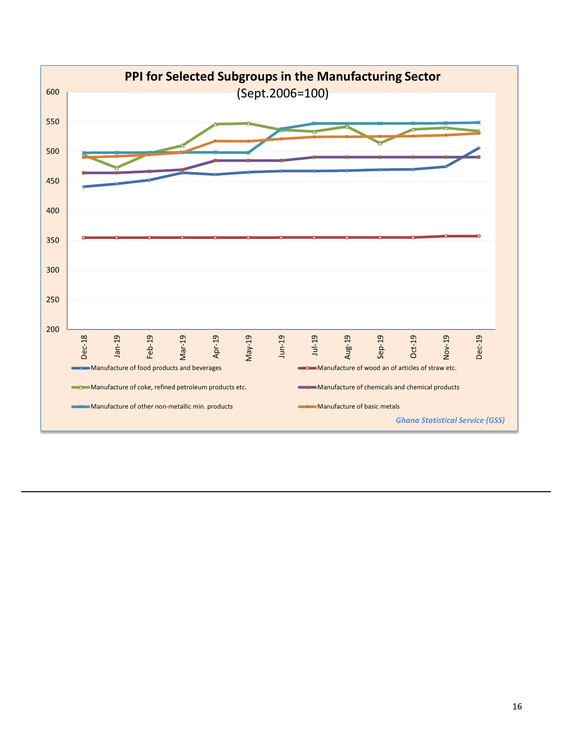**PPI for Selected Subgroups in the Manufacturing Sector**

(Sept.2006=100)

Manufacture of food products and beverages

Manufacture of wood an of articles of straw etc.

Manufacture of coke, refined petroleum products etc.

Manufacture of chemicals and chemical products

Manufacture of other non-metallic min. products

Manufacture of basic metals

*Ghana Statistical Service (GSS)*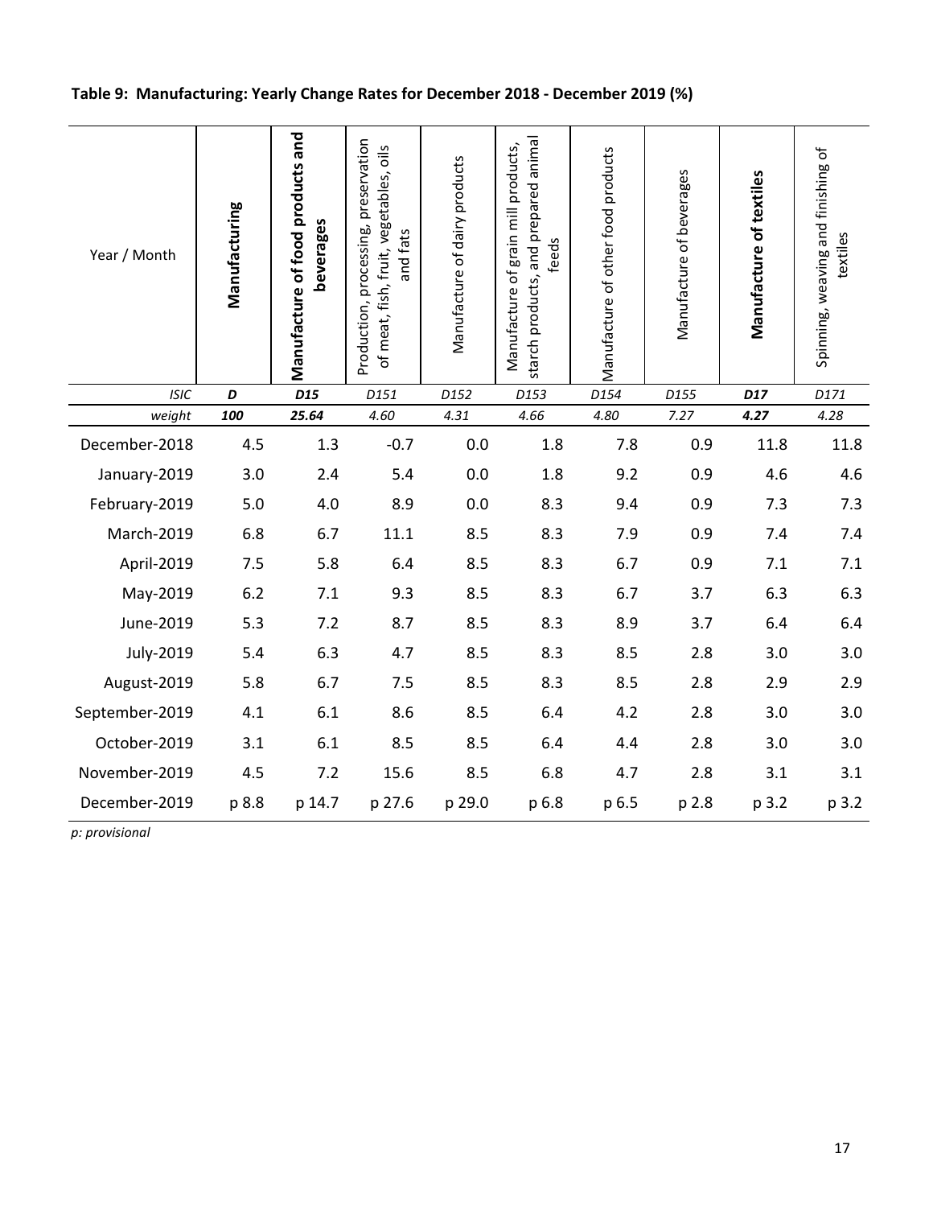**Table 9: Manufacturing: Yearly Change Rates for December 2018 - December 2019 (%)**

| Year / Month | **Manufacturing** | **Manufacture of food products and beverages** | Production, processing, preservation of meat, fish, fruit, vegetables, oils and fats | Manufacture of dairy products | Manufacture of grain mill products, starch products, and prepared animal feeds | Manufacture of other food products | Manufacture of beverages | **Manufacture of textiles** | Spinning, weaving and finishing of textiles |
|---|---|---|---|---|---|---|---|---|---|
| *ISIC* | ***D*** | ***D15*** | *D151* | *D152* | *D153* | *D154* | *D155* | ***D17*** | *D171* |
| *weight* | ***100*** | ***25.64*** | *4.60* | *4.31* | *4.66* | *4.80* | *7.27* | ***4.27*** | *4.28* |
| December-2018 | 4.5 | 1.3 | -0.7 | 0.0 | 1.8 | 7.8 | 0.9 | 11.8 | 11.8 |
| January-2019 | 3.0 | 2.4 | 5.4 | 0.0 | 1.8 | 9.2 | 0.9 | 4.6 | 4.6 |
| February-2019 | 5.0 | 4.0 | 8.9 | 0.0 | 8.3 | 9.4 | 0.9 | 7.3 | 7.3 |
| March-2019 | 6.8 | 6.7 | 11.1 | 8.5 | 8.3 | 7.9 | 0.9 | 7.4 | 7.4 |
| April-2019 | 7.5 | 5.8 | 6.4 | 8.5 | 8.3 | 6.7 | 0.9 | 7.1 | 7.1 |
| May-2019 | 6.2 | 7.1 | 9.3 | 8.5 | 8.3 | 6.7 | 3.7 | 6.3 | 6.3 |
| June-2019 | 5.3 | 7.2 | 8.7 | 8.5 | 8.3 | 8.9 | 3.7 | 6.4 | 6.4 |
| July-2019 | 5.4 | 6.3 | 4.7 | 8.5 | 8.3 | 8.5 | 2.8 | 3.0 | 3.0 |
| August-2019 | 5.8 | 6.7 | 7.5 | 8.5 | 8.3 | 8.5 | 2.8 | 2.9 | 2.9 |
| September-2019 | 4.1 | 6.1 | 8.6 | 8.5 | 6.4 | 4.2 | 2.8 | 3.0 | 3.0 |
| October-2019 | 3.1 | 6.1 | 8.5 | 8.5 | 6.4 | 4.4 | 2.8 | 3.0 | 3.0 |
| November-2019 | 4.5 | 7.2 | 15.6 | 8.5 | 6.8 | 4.7 | 2.8 | 3.1 | 3.1 |
| December-2019 | p 8.8 | p 14.7 | p 27.6 | p 29.0 | p 6.8 | p 6.5 | p 2.8 | p 3.2 | p 3.2 |

*p: provisional*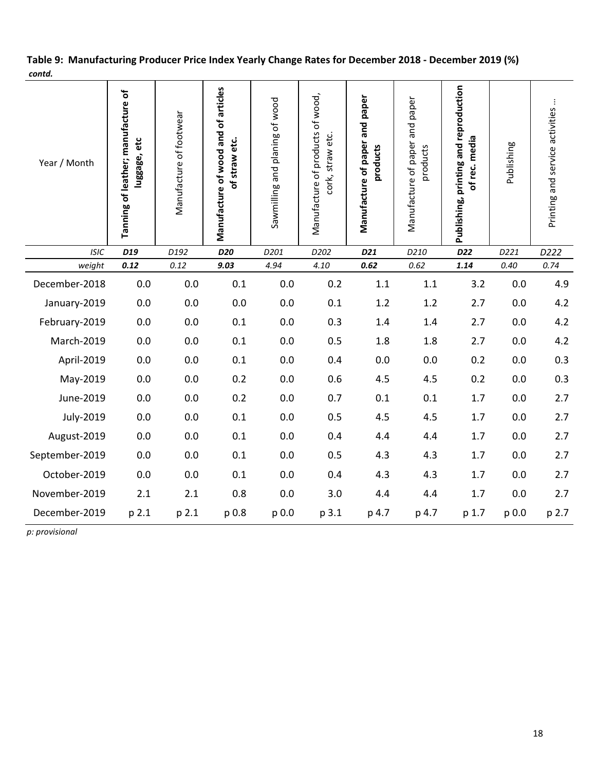**Table 9: Manufacturing Producer Price Index Yearly Change Rates for December 2018 - December 2019 (%)**
***contd.***

| Year / Month | **Tanning of leather; manufacture of luggage, etc** | Manufacture of footwear | **Manufacture of wood and of articles of straw etc.** | Sawmilling and planing of wood | Manufacture of products of wood, cork, straw etc. | **Manufacture of paper and paper products** | Manufacture of paper and paper products | **Publishing, printing and reproduction of rec. media** | Publishing | Printing and service activities ... |
|---|---|---|---|---|---|---|---|---|---|---|
| *ISIC* | ***D19*** | *D192* | ***D20*** | *D201* | *D202* | ***D21*** | *D210* | ***D22*** | *D221* | *D222* |
| *weight* | ***0.12*** | *0.12* | ***9.03*** | *4.94* | *4.10* | ***0.62*** | *0.62* | ***1.14*** | *0.40* | *0.74* |
| December-2018 | 0.0 | 0.0 | 0.1 | 0.0 | 0.2 | 1.1 | 1.1 | 3.2 | 0.0 | 4.9 |
| January-2019 | 0.0 | 0.0 | 0.0 | 0.0 | 0.1 | 1.2 | 1.2 | 2.7 | 0.0 | 4.2 |
| February-2019 | 0.0 | 0.0 | 0.1 | 0.0 | 0.3 | 1.4 | 1.4 | 2.7 | 0.0 | 4.2 |
| March-2019 | 0.0 | 0.0 | 0.1 | 0.0 | 0.5 | 1.8 | 1.8 | 2.7 | 0.0 | 4.2 |
| April-2019 | 0.0 | 0.0 | 0.1 | 0.0 | 0.4 | 0.0 | 0.0 | 0.2 | 0.0 | 0.3 |
| May-2019 | 0.0 | 0.0 | 0.2 | 0.0 | 0.6 | 4.5 | 4.5 | 0.2 | 0.0 | 0.3 |
| June-2019 | 0.0 | 0.0 | 0.2 | 0.0 | 0.7 | 0.1 | 0.1 | 1.7 | 0.0 | 2.7 |
| July-2019 | 0.0 | 0.0 | 0.1 | 0.0 | 0.5 | 4.5 | 4.5 | 1.7 | 0.0 | 2.7 |
| August-2019 | 0.0 | 0.0 | 0.1 | 0.0 | 0.4 | 4.4 | 4.4 | 1.7 | 0.0 | 2.7 |
| September-2019 | 0.0 | 0.0 | 0.1 | 0.0 | 0.5 | 4.3 | 4.3 | 1.7 | 0.0 | 2.7 |
| October-2019 | 0.0 | 0.0 | 0.1 | 0.0 | 0.4 | 4.3 | 4.3 | 1.7 | 0.0 | 2.7 |
| November-2019 | 2.1 | 2.1 | 0.8 | 0.0 | 3.0 | 4.4 | 4.4 | 1.7 | 0.0 | 2.7 |
| December-2019 | p 2.1 | p 2.1 | p 0.8 | p 0.0 | p 3.1 | p 4.7 | p 4.7 | p 1.7 | p 0.0 | p 2.7 |

*p: provisional*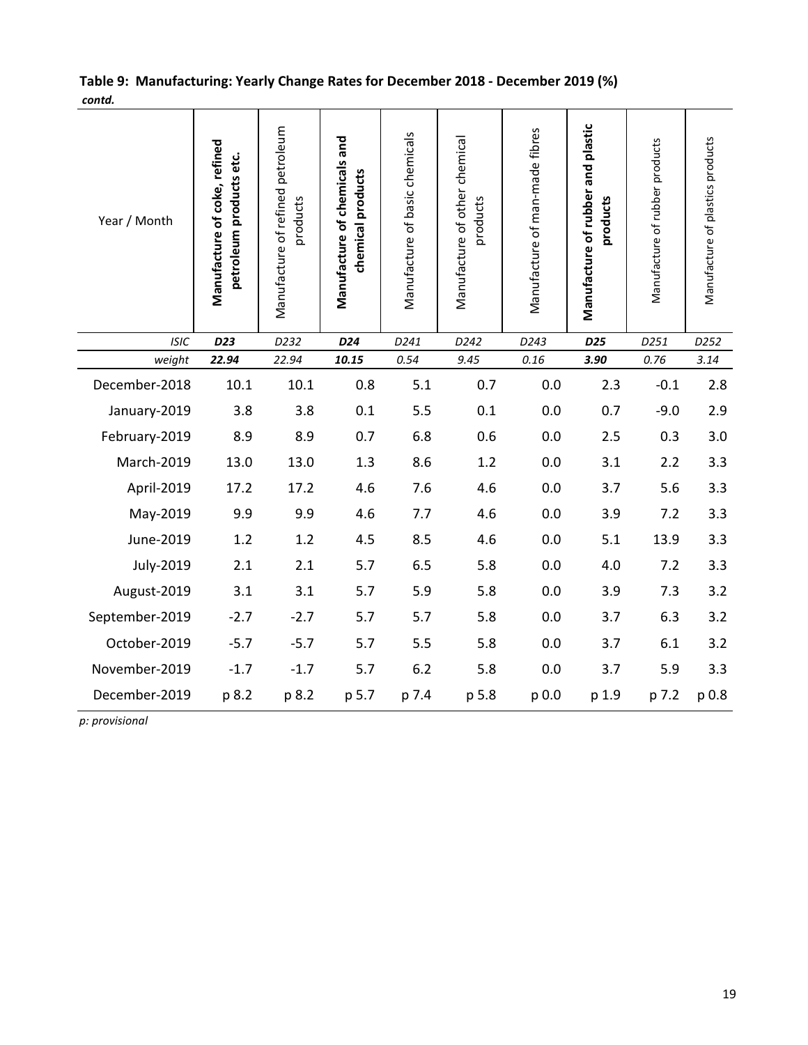**Table 9: Manufacturing: Yearly Change Rates for December 2018 - December 2019 (%)**
***contd.***

| Year / Month | **Manufacture of coke, refined petroleum products etc.** | Manufacture of refined petroleum products | **Manufacture of chemicals and chemical products** | Manufacture of basic chemicals | Manufacture of other chemical products | Manufacture of man-made fibres | **Manufacture of rubber and plastic products** | Manufacture of rubber products | Manufacture of plastics products |
|---|---|---|---|---|---|---|---|---|---|
| *ISIC* | ***D23*** | *D232* | ***D24*** | *D241* | *D242* | *D243* | ***D25*** | *D251* | *D252* |
| *weight* | ***22.94*** | *22.94* | ***10.15*** | *0.54* | *9.45* | *0.16* | ***3.90*** | *0.76* | *3.14* |
| December-2018 | 10.1 | 10.1 | 0.8 | 5.1 | 0.7 | 0.0 | 2.3 | -0.1 | 2.8 |
| January-2019 | 3.8 | 3.8 | 0.1 | 5.5 | 0.1 | 0.0 | 0.7 | -9.0 | 2.9 |
| February-2019 | 8.9 | 8.9 | 0.7 | 6.8 | 0.6 | 0.0 | 2.5 | 0.3 | 3.0 |
| March-2019 | 13.0 | 13.0 | 1.3 | 8.6 | 1.2 | 0.0 | 3.1 | 2.2 | 3.3 |
| April-2019 | 17.2 | 17.2 | 4.6 | 7.6 | 4.6 | 0.0 | 3.7 | 5.6 | 3.3 |
| May-2019 | 9.9 | 9.9 | 4.6 | 7.7 | 4.6 | 0.0 | 3.9 | 7.2 | 3.3 |
| June-2019 | 1.2 | 1.2 | 4.5 | 8.5 | 4.6 | 0.0 | 5.1 | 13.9 | 3.3 |
| July-2019 | 2.1 | 2.1 | 5.7 | 6.5 | 5.8 | 0.0 | 4.0 | 7.2 | 3.3 |
| August-2019 | 3.1 | 3.1 | 5.7 | 5.9 | 5.8 | 0.0 | 3.9 | 7.3 | 3.2 |
| September-2019 | -2.7 | -2.7 | 5.7 | 5.7 | 5.8 | 0.0 | 3.7 | 6.3 | 3.2 |
| October-2019 | -5.7 | -5.7 | 5.7 | 5.5 | 5.8 | 0.0 | 3.7 | 6.1 | 3.2 |
| November-2019 | -1.7 | -1.7 | 5.7 | 6.2 | 5.8 | 0.0 | 3.7 | 5.9 | 3.3 |
| December-2019 | p 8.2 | p 8.2 | p 5.7 | p 7.4 | p 5.8 | p 0.0 | p 1.9 | p 7.2 | p 0.8 |

*p: provisional*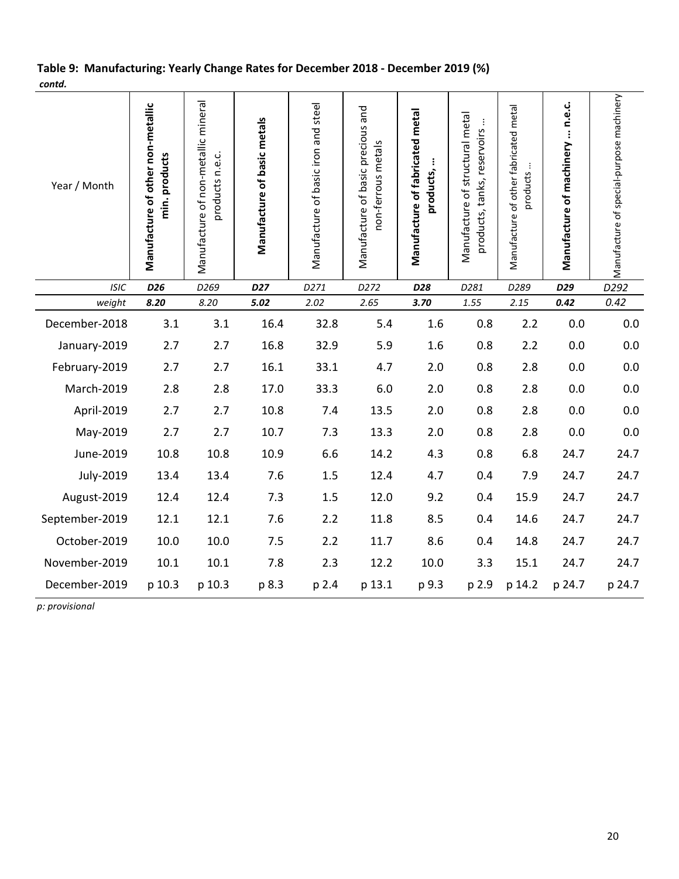**Table 9: Manufacturing: Yearly Change Rates for December 2018 - December 2019 (%)**

***contd.***

| Year / Month | **Manufacture of other non-metallic min. products** | Manufacture of non-metallic mineral products n.e.c. | **Manufacture of basic metals** | Manufacture of basic iron and steel | Manufacture of basic precious and non-ferrous metals | **Manufacture of fabricated metal products, ...** | Manufacture of structural metal products, tanks, reservoirs ... | Manufacture of other fabricated metal products ... | **Manufacture of machinery ... n.e.c.** | Manufacture of special-purpose machinery |
|---|---|---|---|---|---|---|---|---|---|---|
| *ISIC* | ***D26*** | *D269* | ***D27*** | *D271* | *D272* | ***D28*** | *D281* | *D289* | ***D29*** | *D292* |
| *weight* | ***8.20*** | *8.20* | ***5.02*** | *2.02* | *2.65* | ***3.70*** | *1.55* | *2.15* | ***0.42*** | *0.42* |
| December-2018 | 3.1 | 3.1 | 16.4 | 32.8 | 5.4 | 1.6 | 0.8 | 2.2 | 0.0 | 0.0 |
| January-2019 | 2.7 | 2.7 | 16.8 | 32.9 | 5.9 | 1.6 | 0.8 | 2.2 | 0.0 | 0.0 |
| February-2019 | 2.7 | 2.7 | 16.1 | 33.1 | 4.7 | 2.0 | 0.8 | 2.8 | 0.0 | 0.0 |
| March-2019 | 2.8 | 2.8 | 17.0 | 33.3 | 6.0 | 2.0 | 0.8 | 2.8 | 0.0 | 0.0 |
| April-2019 | 2.7 | 2.7 | 10.8 | 7.4 | 13.5 | 2.0 | 0.8 | 2.8 | 0.0 | 0.0 |
| May-2019 | 2.7 | 2.7 | 10.7 | 7.3 | 13.3 | 2.0 | 0.8 | 2.8 | 0.0 | 0.0 |
| June-2019 | 10.8 | 10.8 | 10.9 | 6.6 | 14.2 | 4.3 | 0.8 | 6.8 | 24.7 | 24.7 |
| July-2019 | 13.4 | 13.4 | 7.6 | 1.5 | 12.4 | 4.7 | 0.4 | 7.9 | 24.7 | 24.7 |
| August-2019 | 12.4 | 12.4 | 7.3 | 1.5 | 12.0 | 9.2 | 0.4 | 15.9 | 24.7 | 24.7 |
| September-2019 | 12.1 | 12.1 | 7.6 | 2.2 | 11.8 | 8.5 | 0.4 | 14.6 | 24.7 | 24.7 |
| October-2019 | 10.0 | 10.0 | 7.5 | 2.2 | 11.7 | 8.6 | 0.4 | 14.8 | 24.7 | 24.7 |
| November-2019 | 10.1 | 10.1 | 7.8 | 2.3 | 12.2 | 10.0 | 3.3 | 15.1 | 24.7 | 24.7 |
| December-2019 | p 10.3 | p 10.3 | p 8.3 | p 2.4 | p 13.1 | p 9.3 | p 2.9 | p 14.2 | p 24.7 | p 24.7 |

*p: provisional*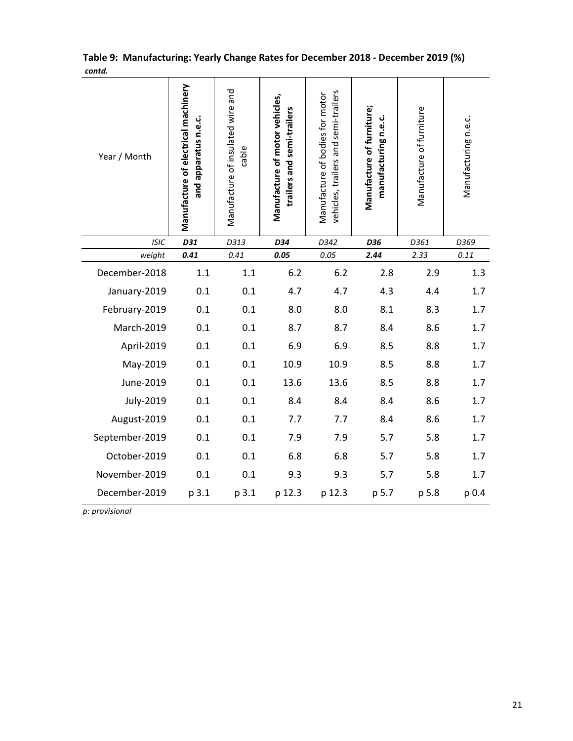**Table 9: Manufacturing: Yearly Change Rates for December 2018 - December 2019 (%)**
***contd.***

| Year / Month | **Manufacture of electrical machinery and apparatus n.e.c.** | Manufacture of insulated wire and cable | **Manufacture of motor vehicles, trailers and semi-trailers** | Manufacture of bodies for motor vehicles, trailers and semi-trailers | **Manufacture of furniture; manufacturing n.e.c.** | Manufacture of furniture | Manufacturing n.e.c. |
|---|---|---|---|---|---|---|---|
| *ISIC* | ***D31*** | *D313* | ***D34*** | *D342* | ***D36*** | *D361* | *D369* |
| *weight* | ***0.41*** | *0.41* | ***0.05*** | *0.05* | ***2.44*** | *2.33* | *0.11* |
| December-2018 | 1.1 | 1.1 | 6.2 | 6.2 | 2.8 | 2.9 | 1.3 |
| January-2019 | 0.1 | 0.1 | 4.7 | 4.7 | 4.3 | 4.4 | 1.7 |
| February-2019 | 0.1 | 0.1 | 8.0 | 8.0 | 8.1 | 8.3 | 1.7 |
| March-2019 | 0.1 | 0.1 | 8.7 | 8.7 | 8.4 | 8.6 | 1.7 |
| April-2019 | 0.1 | 0.1 | 6.9 | 6.9 | 8.5 | 8.8 | 1.7 |
| May-2019 | 0.1 | 0.1 | 10.9 | 10.9 | 8.5 | 8.8 | 1.7 |
| June-2019 | 0.1 | 0.1 | 13.6 | 13.6 | 8.5 | 8.8 | 1.7 |
| July-2019 | 0.1 | 0.1 | 8.4 | 8.4 | 8.4 | 8.6 | 1.7 |
| August-2019 | 0.1 | 0.1 | 7.7 | 7.7 | 8.4 | 8.6 | 1.7 |
| September-2019 | 0.1 | 0.1 | 7.9 | 7.9 | 5.7 | 5.8 | 1.7 |
| October-2019 | 0.1 | 0.1 | 6.8 | 6.8 | 5.7 | 5.8 | 1.7 |
| November-2019 | 0.1 | 0.1 | 9.3 | 9.3 | 5.7 | 5.8 | 1.7 |
| December-2019 | p 3.1 | p 3.1 | p 12.3 | p 12.3 | p 5.7 | p 5.8 | p 0.4 |

*p: provisional*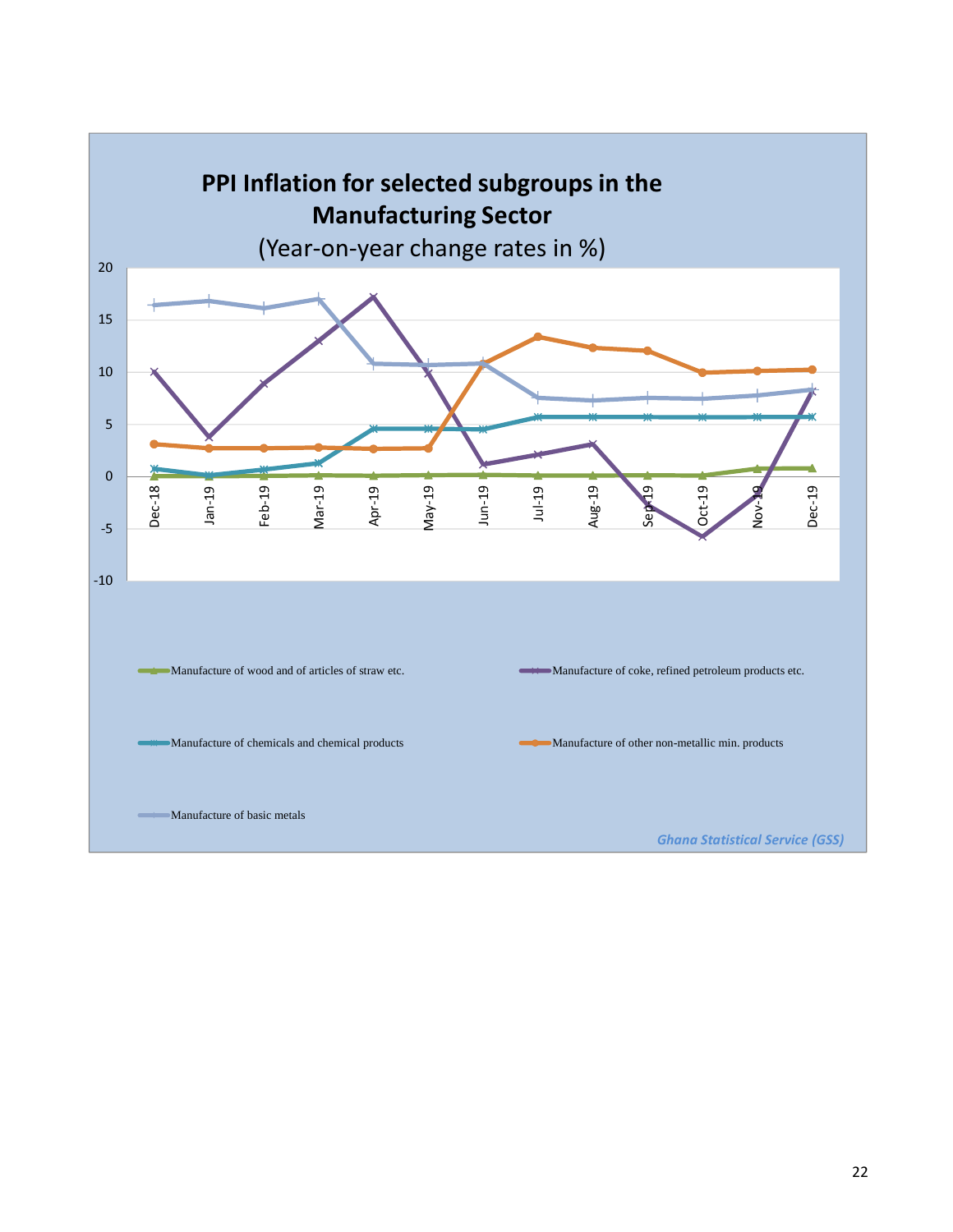**PPI Inflation for selected subgroups in the Manufacturing Sector**

(Year-on-year change rates in %)

Manufacture of wood and of articles of straw etc.

Manufacture of coke, refined petroleum products etc.

Manufacture of chemicals and chemical products

Manufacture of other non-metallic min. products

Manufacture of basic metals

*Ghana Statistical Service (GSS)*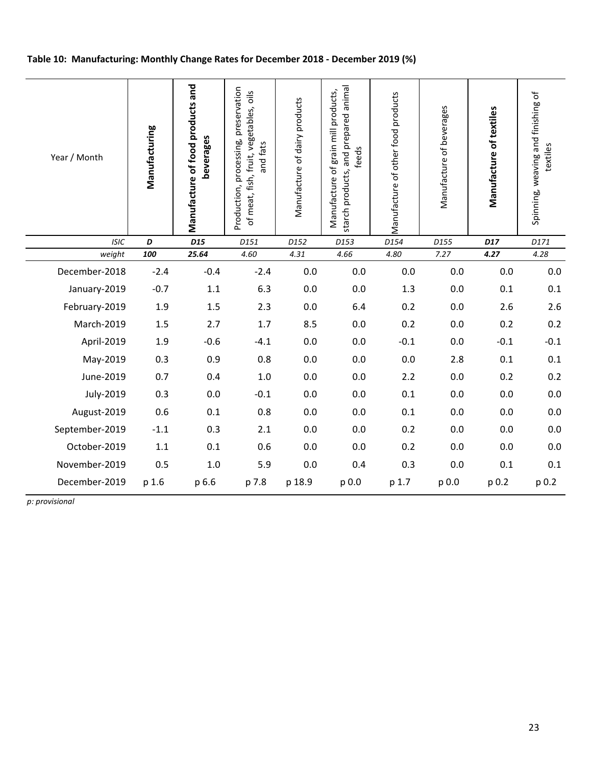**Table 10: Manufacturing: Monthly Change Rates for December 2018 - December 2019 (%)**

| Year / Month | **Manufacturing** | **Manufacture of food products and beverages** | Production, processing, preservation of meat, fish, fruit, vegetables, oils and fats | Manufacture of dairy products | Manufacture of grain mill products, starch products, and prepared animal feeds | Manufacture of other food products | Manufacture of beverages | **Manufacture of textiles** | Spinning, weaving and finishing of textiles |
|---|---|---|---|---|---|---|---|---|---|
| *ISIC* | ***D*** | ***D15*** | *D151* | *D152* | *D153* | *D154* | *D155* | ***D17*** | *D171* |
| *weight* | ***100*** | ***25.64*** | *4.60* | *4.31* | *4.66* | *4.80* | *7.27* | ***4.27*** | *4.28* |
| December-2018 | -2.4 | -0.4 | -2.4 | 0.0 | 0.0 | 0.0 | 0.0 | 0.0 | 0.0 |
| January-2019 | -0.7 | 1.1 | 6.3 | 0.0 | 0.0 | 1.3 | 0.0 | 0.1 | 0.1 |
| February-2019 | 1.9 | 1.5 | 2.3 | 0.0 | 6.4 | 0.2 | 0.0 | 2.6 | 2.6 |
| March-2019 | 1.5 | 2.7 | 1.7 | 8.5 | 0.0 | 0.2 | 0.0 | 0.2 | 0.2 |
| April-2019 | 1.9 | -0.6 | -4.1 | 0.0 | 0.0 | -0.1 | 0.0 | -0.1 | -0.1 |
| May-2019 | 0.3 | 0.9 | 0.8 | 0.0 | 0.0 | 0.0 | 2.8 | 0.1 | 0.1 |
| June-2019 | 0.7 | 0.4 | 1.0 | 0.0 | 0.0 | 2.2 | 0.0 | 0.2 | 0.2 |
| July-2019 | 0.3 | 0.0 | -0.1 | 0.0 | 0.0 | 0.1 | 0.0 | 0.0 | 0.0 |
| August-2019 | 0.6 | 0.1 | 0.8 | 0.0 | 0.0 | 0.1 | 0.0 | 0.0 | 0.0 |
| September-2019 | -1.1 | 0.3 | 2.1 | 0.0 | 0.0 | 0.2 | 0.0 | 0.0 | 0.0 |
| October-2019 | 1.1 | 0.1 | 0.6 | 0.0 | 0.0 | 0.2 | 0.0 | 0.0 | 0.0 |
| November-2019 | 0.5 | 1.0 | 5.9 | 0.0 | 0.4 | 0.3 | 0.0 | 0.1 | 0.1 |
| December-2019 | p 1.6 | p 6.6 | p 7.8 | p 18.9 | p 0.0 | p 1.7 | p 0.0 | p 0.2 | p 0.2 |

*p: provisional*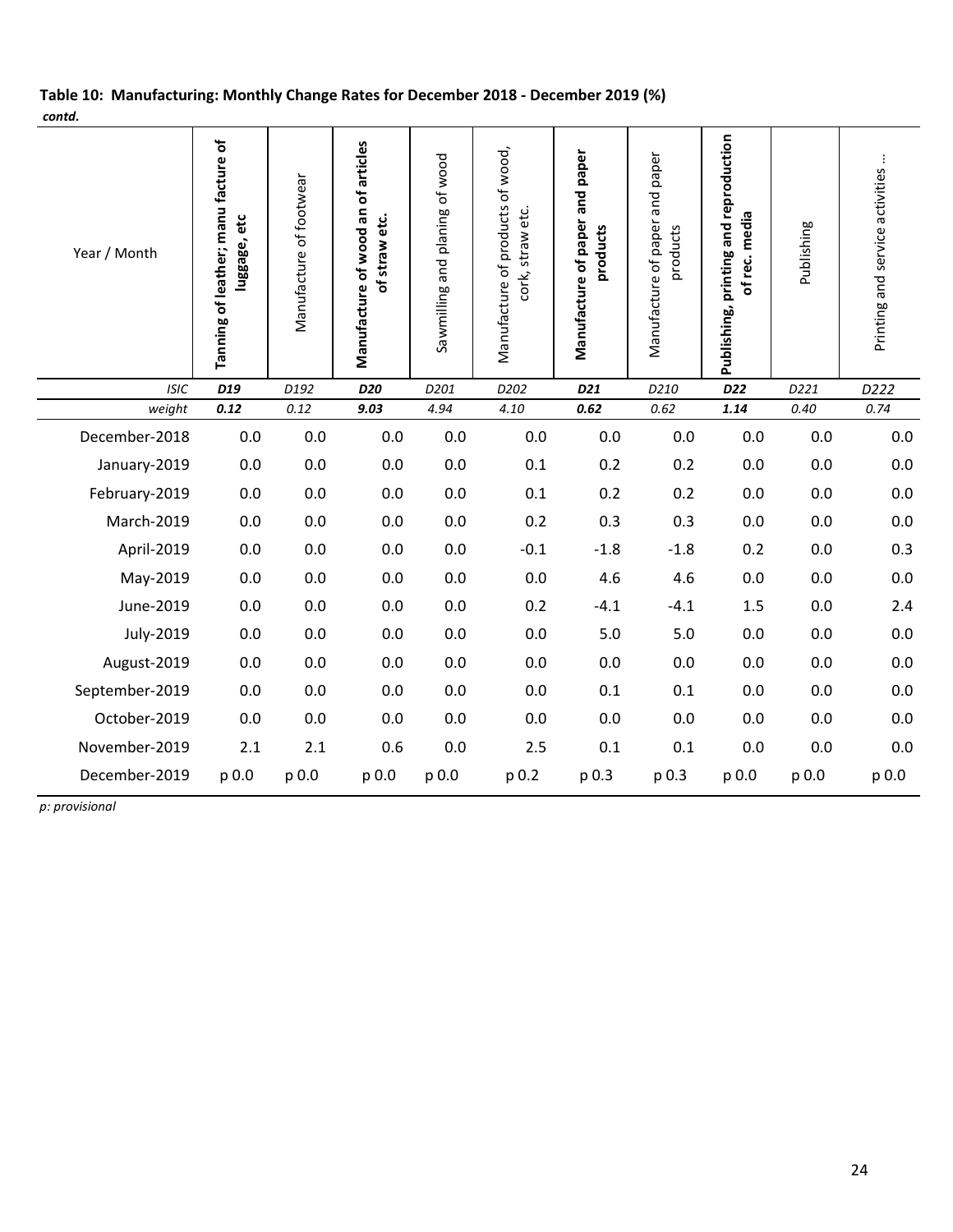**Table 10: Manufacturing: Monthly Change Rates for December 2018 - December 2019 (%)**
***contd.***

| Year / Month | **Tanning of leather; manu facture of luggage, etc** | Manufacture of footwear | **Manufacture of wood an of articles of straw etc.** | Sawmilling and planing of wood | Manufacture of products of wood, cork, straw etc. | **Manufacture of paper and paper products** | Manufacture of paper and paper products | **Publishing, printing and reproduction of rec. media** | Publishing | Printing and service activities ... |
|---|---|---|---|---|---|---|---|---|---|---|
| *ISIC* | ***D19*** | *D192* | ***D20*** | *D201* | *D202* | ***D21*** | *D210* | ***D22*** | *D221* | *D222* |
| *weight* | ***0.12*** | *0.12* | ***9.03*** | *4.94* | *4.10* | ***0.62*** | *0.62* | ***1.14*** | *0.40* | *0.74* |
| December-2018 | 0.0 | 0.0 | 0.0 | 0.0 | 0.0 | 0.0 | 0.0 | 0.0 | 0.0 | 0.0 |
| January-2019 | 0.0 | 0.0 | 0.0 | 0.0 | 0.1 | 0.2 | 0.2 | 0.0 | 0.0 | 0.0 |
| February-2019 | 0.0 | 0.0 | 0.0 | 0.0 | 0.1 | 0.2 | 0.2 | 0.0 | 0.0 | 0.0 |
| March-2019 | 0.0 | 0.0 | 0.0 | 0.0 | 0.2 | 0.3 | 0.3 | 0.0 | 0.0 | 0.0 |
| April-2019 | 0.0 | 0.0 | 0.0 | 0.0 | -0.1 | -1.8 | -1.8 | 0.2 | 0.0 | 0.3 |
| May-2019 | 0.0 | 0.0 | 0.0 | 0.0 | 0.0 | 4.6 | 4.6 | 0.0 | 0.0 | 0.0 |
| June-2019 | 0.0 | 0.0 | 0.0 | 0.0 | 0.2 | -4.1 | -4.1 | 1.5 | 0.0 | 2.4 |
| July-2019 | 0.0 | 0.0 | 0.0 | 0.0 | 0.0 | 5.0 | 5.0 | 0.0 | 0.0 | 0.0 |
| August-2019 | 0.0 | 0.0 | 0.0 | 0.0 | 0.0 | 0.0 | 0.0 | 0.0 | 0.0 | 0.0 |
| September-2019 | 0.0 | 0.0 | 0.0 | 0.0 | 0.0 | 0.1 | 0.1 | 0.0 | 0.0 | 0.0 |
| October-2019 | 0.0 | 0.0 | 0.0 | 0.0 | 0.0 | 0.0 | 0.0 | 0.0 | 0.0 | 0.0 |
| November-2019 | 2.1 | 2.1 | 0.6 | 0.0 | 2.5 | 0.1 | 0.1 | 0.0 | 0.0 | 0.0 |
| December-2019 | p 0.0 | p 0.0 | p 0.0 | p 0.0 | p 0.2 | p 0.3 | p 0.3 | p 0.0 | p 0.0 | p 0.0 |

*p: provisional*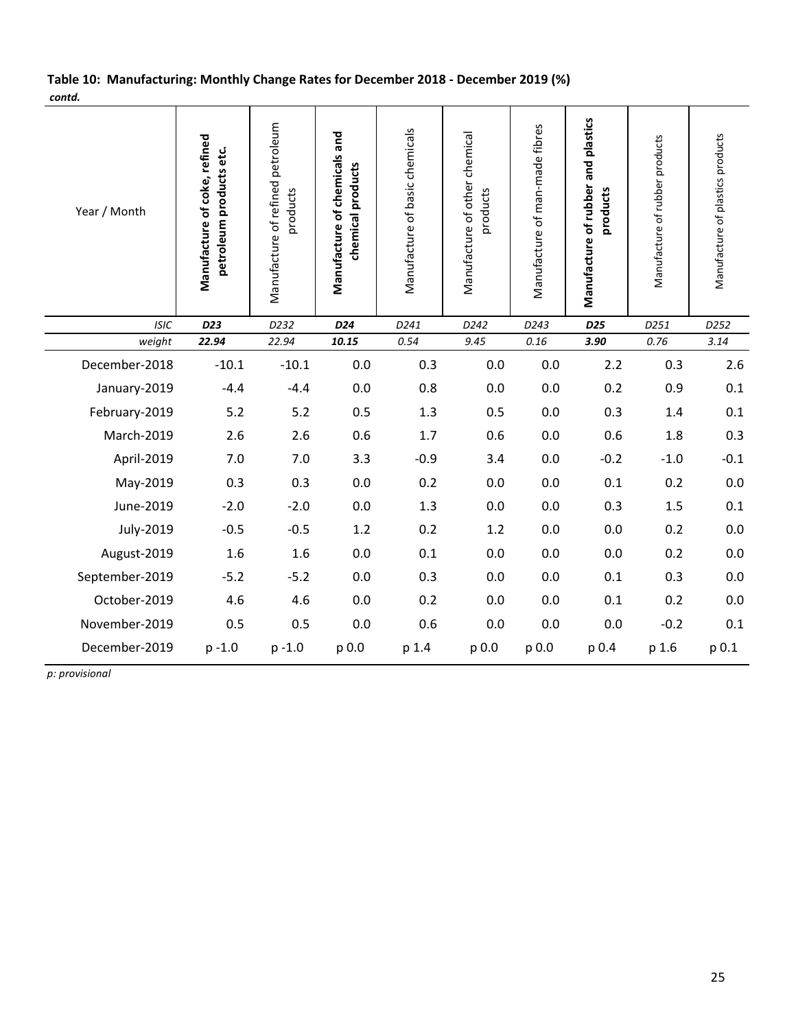**Table 10: Manufacturing: Monthly Change Rates for December 2018 - December 2019 (%)**
***contd.***

| Year / Month | **Manufacture of coke, refined petroleum products etc.** | Manufacture of refined petroleum products | **Manufacture of chemicals and chemical products** | Manufacture of basic chemicals | Manufacture of other chemical products | Manufacture of man-made fibres | **Manufacture of rubber and plastics products** | Manufacture of rubber products | Manufacture of plastics products |
|---|---|---|---|---|---|---|---|---|---|
| *ISIC* | ***D23*** | *D232* | ***D24*** | *D241* | *D242* | *D243* | ***D25*** | *D251* | *D252* |
| *weight* | ***22.94*** | *22.94* | ***10.15*** | *0.54* | *9.45* | *0.16* | ***3.90*** | *0.76* | *3.14* |
| December-2018 | -10.1 | -10.1 | 0.0 | 0.3 | 0.0 | 0.0 | 2.2 | 0.3 | 2.6 |
| January-2019 | -4.4 | -4.4 | 0.0 | 0.8 | 0.0 | 0.0 | 0.2 | 0.9 | 0.1 |
| February-2019 | 5.2 | 5.2 | 0.5 | 1.3 | 0.5 | 0.0 | 0.3 | 1.4 | 0.1 |
| March-2019 | 2.6 | 2.6 | 0.6 | 1.7 | 0.6 | 0.0 | 0.6 | 1.8 | 0.3 |
| April-2019 | 7.0 | 7.0 | 3.3 | -0.9 | 3.4 | 0.0 | -0.2 | -1.0 | -0.1 |
| May-2019 | 0.3 | 0.3 | 0.0 | 0.2 | 0.0 | 0.0 | 0.1 | 0.2 | 0.0 |
| June-2019 | -2.0 | -2.0 | 0.0 | 1.3 | 0.0 | 0.0 | 0.3 | 1.5 | 0.1 |
| July-2019 | -0.5 | -0.5 | 1.2 | 0.2 | 1.2 | 0.0 | 0.0 | 0.2 | 0.0 |
| August-2019 | 1.6 | 1.6 | 0.0 | 0.1 | 0.0 | 0.0 | 0.0 | 0.2 | 0.0 |
| September-2019 | -5.2 | -5.2 | 0.0 | 0.3 | 0.0 | 0.0 | 0.1 | 0.3 | 0.0 |
| October-2019 | 4.6 | 4.6 | 0.0 | 0.2 | 0.0 | 0.0 | 0.1 | 0.2 | 0.0 |
| November-2019 | 0.5 | 0.5 | 0.0 | 0.6 | 0.0 | 0.0 | 0.0 | -0.2 | 0.1 |
| December-2019 | p -1.0 | p -1.0 | p 0.0 | p 1.4 | p 0.0 | p 0.0 | p 0.4 | p 1.6 | p 0.1 |

*p: provisional*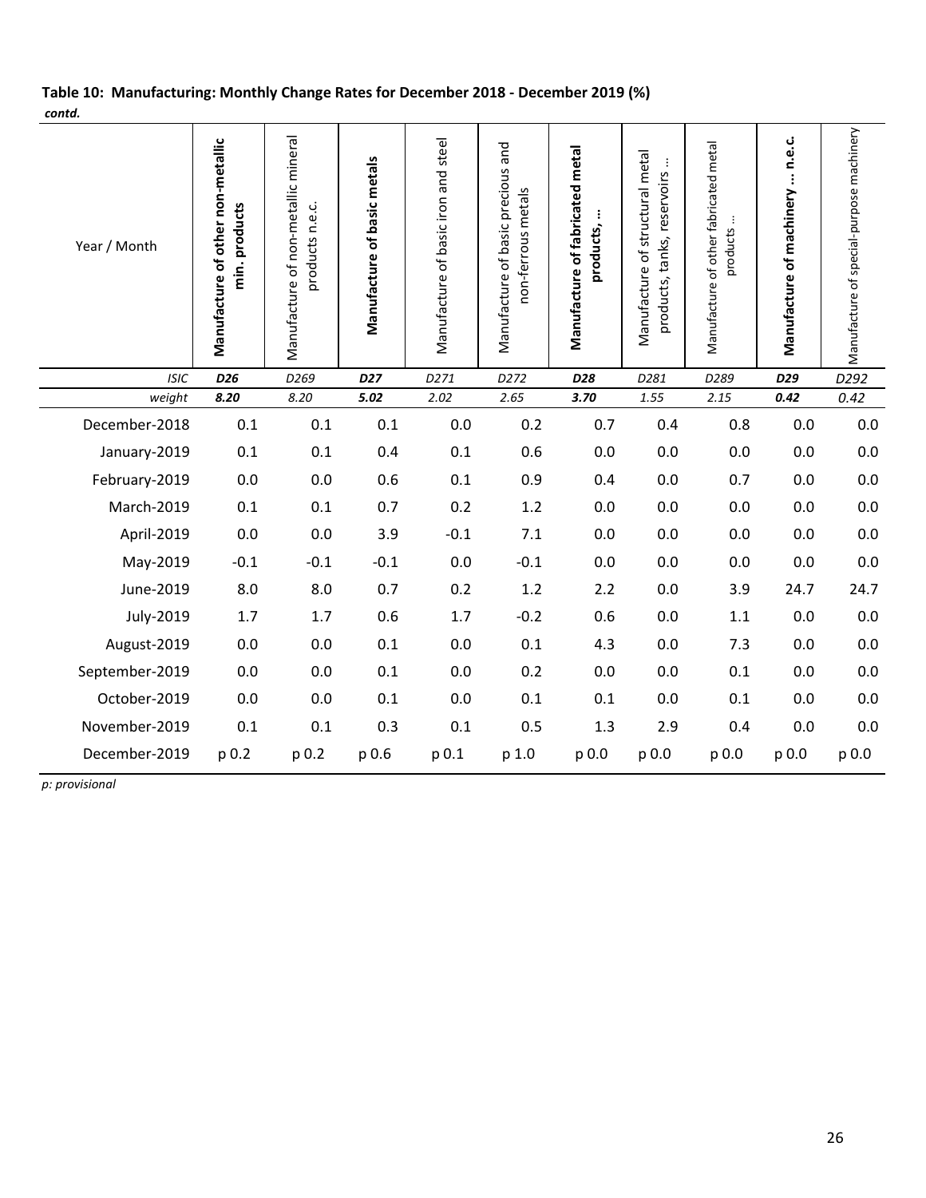**Table 10: Manufacturing: Monthly Change Rates for December 2018 - December 2019 (%)**

*contd.*

| Year / Month | **Manufacture of other non-metallic min. products** | Manufacture of non-metallic mineral products n.e.c. | **Manufacture of basic metals** | Manufacture of basic iron and steel | Manufacture of basic precious and non-ferrous metals | **Manufacture of fabricated metal products, …** | Manufacture of structural metal products, tanks, reservoirs … | Manufacture of other fabricated metal products … | **Manufacture of machinery … n.e.c.** | Manufacture of special-purpose machinery |
|---|---|---|---|---|---|---|---|---|---|---|
| *ISIC* | ***D26*** | *D269* | ***D27*** | *D271* | *D272* | ***D28*** | *D281* | *D289* | ***D29*** | *D292* |
| *weight* | ***8.20*** | *8.20* | ***5.02*** | *2.02* | *2.65* | ***3.70*** | *1.55* | *2.15* | ***0.42*** | *0.42* |
| December-2018 | 0.1 | 0.1 | 0.1 | 0.0 | 0.2 | 0.7 | 0.4 | 0.8 | 0.0 | 0.0 |
| January-2019 | 0.1 | 0.1 | 0.4 | 0.1 | 0.6 | 0.0 | 0.0 | 0.0 | 0.0 | 0.0 |
| February-2019 | 0.0 | 0.0 | 0.6 | 0.1 | 0.9 | 0.4 | 0.0 | 0.7 | 0.0 | 0.0 |
| March-2019 | 0.1 | 0.1 | 0.7 | 0.2 | 1.2 | 0.0 | 0.0 | 0.0 | 0.0 | 0.0 |
| April-2019 | 0.0 | 0.0 | 3.9 | -0.1 | 7.1 | 0.0 | 0.0 | 0.0 | 0.0 | 0.0 |
| May-2019 | -0.1 | -0.1 | -0.1 | 0.0 | -0.1 | 0.0 | 0.0 | 0.0 | 0.0 | 0.0 |
| June-2019 | 8.0 | 8.0 | 0.7 | 0.2 | 1.2 | 2.2 | 0.0 | 3.9 | 24.7 | 24.7 |
| July-2019 | 1.7 | 1.7 | 0.6 | 1.7 | -0.2 | 0.6 | 0.0 | 1.1 | 0.0 | 0.0 |
| August-2019 | 0.0 | 0.0 | 0.1 | 0.0 | 0.1 | 4.3 | 0.0 | 7.3 | 0.0 | 0.0 |
| September-2019 | 0.0 | 0.0 | 0.1 | 0.0 | 0.2 | 0.0 | 0.0 | 0.1 | 0.0 | 0.0 |
| October-2019 | 0.0 | 0.0 | 0.1 | 0.0 | 0.1 | 0.1 | 0.0 | 0.1 | 0.0 | 0.0 |
| November-2019 | 0.1 | 0.1 | 0.3 | 0.1 | 0.5 | 1.3 | 2.9 | 0.4 | 0.0 | 0.0 |
| December-2019 | p 0.2 | p 0.2 | p 0.6 | p 0.1 | p 1.0 | p 0.0 | p 0.0 | p 0.0 | p 0.0 | p 0.0 |

*p: provisional*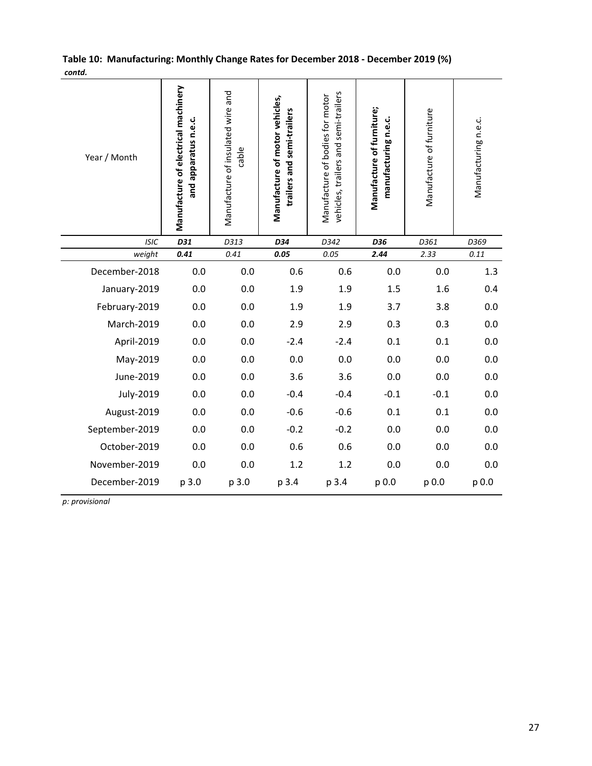**Table 10: Manufacturing: Monthly Change Rates for December 2018 - December 2019 (%)**
***contd.***

| Year / Month | **Manufacture of electrical machinery and apparatus n.e.c.** | Manufacture of insulated wire and cable | **Manufacture of motor vehicles, trailers and semi-trailers** | Manufacture of bodies for motor vehicles, trailers and semi-trailers | **Manufacture of furniture; manufacturing n.e.c.** | Manufacture of furniture | Manufacturing n.e.c. |
|---|---|---|---|---|---|---|---|
| *ISIC* | ***D31*** | *D313* | ***D34*** | *D342* | ***D36*** | *D361* | *D369* |
| *weight* | ***0.41*** | *0.41* | ***0.05*** | *0.05* | ***2.44*** | *2.33* | *0.11* |
| December-2018 | 0.0 | 0.0 | 0.6 | 0.6 | 0.0 | 0.0 | 1.3 |
| January-2019 | 0.0 | 0.0 | 1.9 | 1.9 | 1.5 | 1.6 | 0.4 |
| February-2019 | 0.0 | 0.0 | 1.9 | 1.9 | 3.7 | 3.8 | 0.0 |
| March-2019 | 0.0 | 0.0 | 2.9 | 2.9 | 0.3 | 0.3 | 0.0 |
| April-2019 | 0.0 | 0.0 | -2.4 | -2.4 | 0.1 | 0.1 | 0.0 |
| May-2019 | 0.0 | 0.0 | 0.0 | 0.0 | 0.0 | 0.0 | 0.0 |
| June-2019 | 0.0 | 0.0 | 3.6 | 3.6 | 0.0 | 0.0 | 0.0 |
| July-2019 | 0.0 | 0.0 | -0.4 | -0.4 | -0.1 | -0.1 | 0.0 |
| August-2019 | 0.0 | 0.0 | -0.6 | -0.6 | 0.1 | 0.1 | 0.0 |
| September-2019 | 0.0 | 0.0 | -0.2 | -0.2 | 0.0 | 0.0 | 0.0 |
| October-2019 | 0.0 | 0.0 | 0.6 | 0.6 | 0.0 | 0.0 | 0.0 |
| November-2019 | 0.0 | 0.0 | 1.2 | 1.2 | 0.0 | 0.0 | 0.0 |
| December-2019 | p 3.0 | p 3.0 | p 3.4 | p 3.4 | p 0.0 | p 0.0 | p 0.0 |

*p: provisional*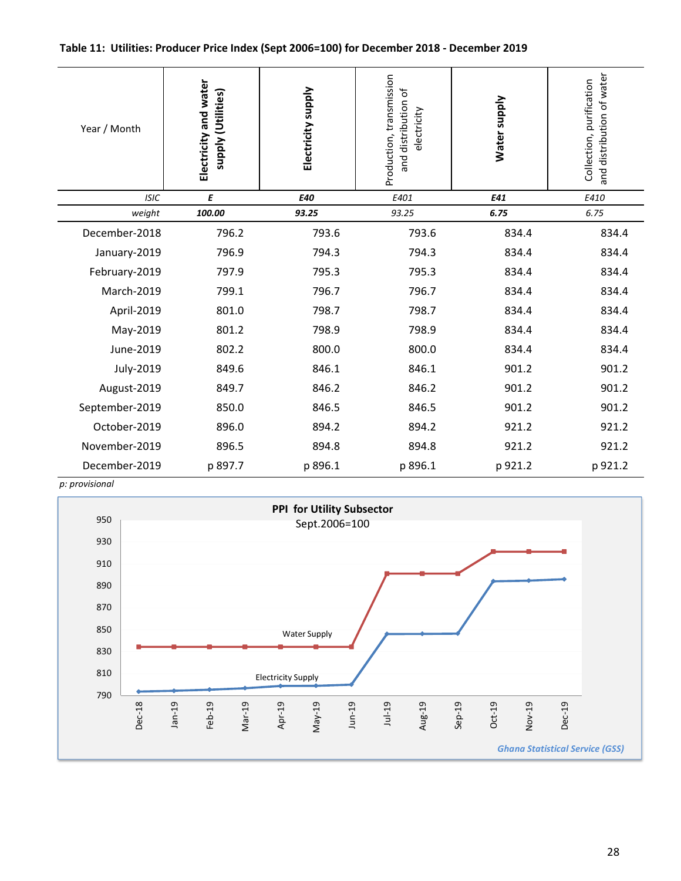**Table 11: Utilities: Producer Price Index (Sept 2006=100) for December 2018 - December 2019**

| Year / Month | Electricity and water supply (Utilities) | Electricity supply | Production, transmission and distribution of electricity | Water supply | Collection, purification and distribution of water |
|---|---|---|---|---|---|
| *ISIC* | ***E*** | ***E40*** | *E401* | ***E41*** | *E410* |
| *weight* | ***100.00*** | ***93.25*** | *93.25* | ***6.75*** | *6.75* |
| December-2018 | 796.2 | 793.6 | 793.6 | 834.4 | 834.4 |
| January-2019 | 796.9 | 794.3 | 794.3 | 834.4 | 834.4 |
| February-2019 | 797.9 | 795.3 | 795.3 | 834.4 | 834.4 |
| March-2019 | 799.1 | 796.7 | 796.7 | 834.4 | 834.4 |
| April-2019 | 801.0 | 798.7 | 798.7 | 834.4 | 834.4 |
| May-2019 | 801.2 | 798.9 | 798.9 | 834.4 | 834.4 |
| June-2019 | 802.2 | 800.0 | 800.0 | 834.4 | 834.4 |
| July-2019 | 849.6 | 846.1 | 846.1 | 901.2 | 901.2 |
| August-2019 | 849.7 | 846.2 | 846.2 | 901.2 | 901.2 |
| September-2019 | 850.0 | 846.5 | 846.5 | 901.2 | 901.2 |
| October-2019 | 896.0 | 894.2 | 894.2 | 921.2 | 921.2 |
| November-2019 | 896.5 | 894.8 | 894.8 | 921.2 | 921.2 |
| December-2019 | p 897.7 | p 896.1 | p 896.1 | p 921.2 | p 921.2 |

*p: provisional*

**PPI for Utility Subsector**
Sept.2006=100

*Ghana Statistical Service (GSS)*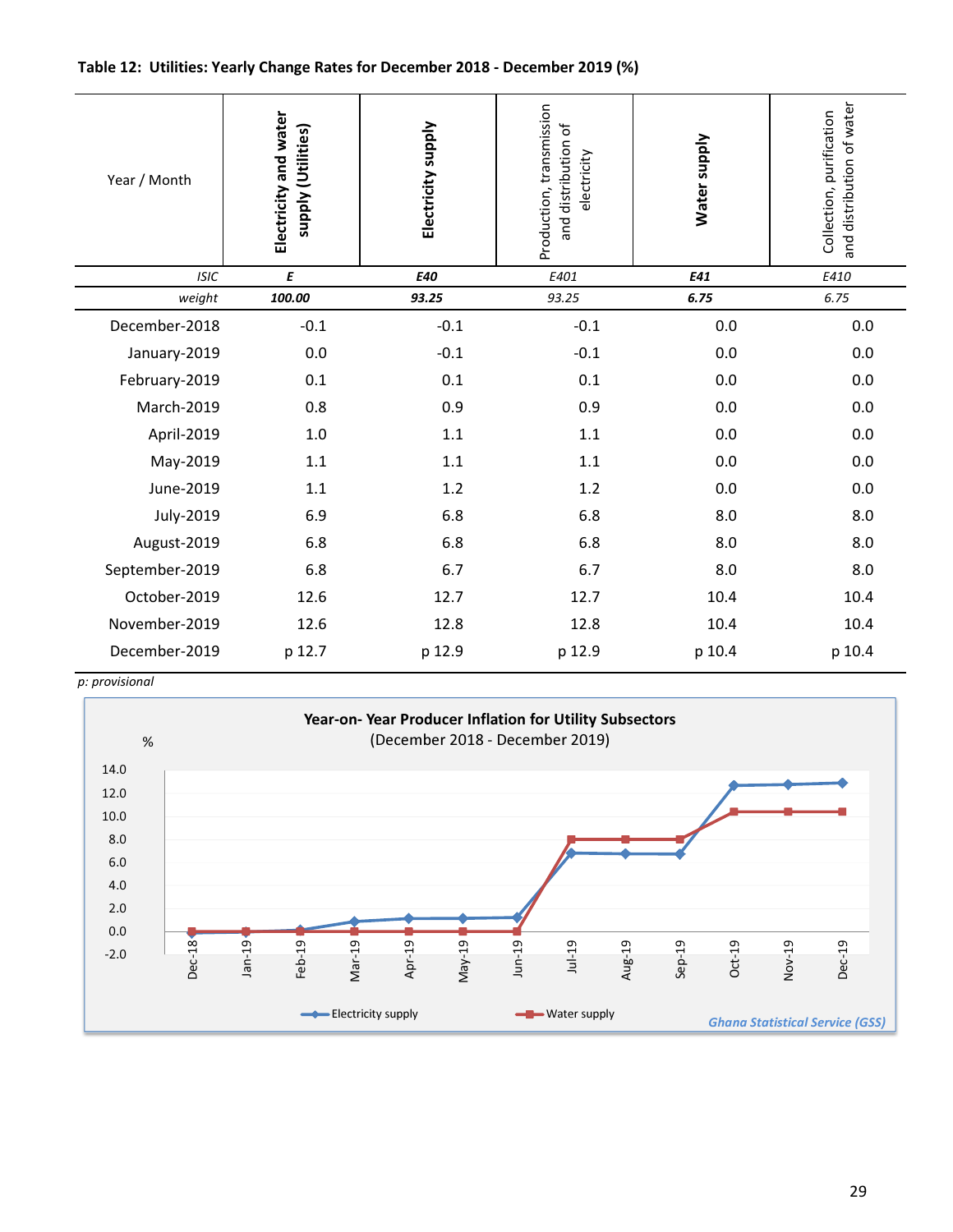**Table 12: Utilities: Yearly Change Rates for December 2018 - December 2019 (%)**

| Year / Month | Electricity and water supply (Utilities) | Electricity supply | Production, transmission and distribution of electricity | Water supply | Collection, purification and distribution of water |
|---|---|---|---|---|---|
| *ISIC* | ***E*** | ***E40*** | *E401* | ***E41*** | *E410* |
| *weight* | ***100.00*** | ***93.25*** | *93.25* | ***6.75*** | *6.75* |
| December-2018 | -0.1 | -0.1 | -0.1 | 0.0 | 0.0 |
| January-2019 | 0.0 | -0.1 | -0.1 | 0.0 | 0.0 |
| February-2019 | 0.1 | 0.1 | 0.1 | 0.0 | 0.0 |
| March-2019 | 0.8 | 0.9 | 0.9 | 0.0 | 0.0 |
| April-2019 | 1.0 | 1.1 | 1.1 | 0.0 | 0.0 |
| May-2019 | 1.1 | 1.1 | 1.1 | 0.0 | 0.0 |
| June-2019 | 1.1 | 1.2 | 1.2 | 0.0 | 0.0 |
| July-2019 | 6.9 | 6.8 | 6.8 | 8.0 | 8.0 |
| August-2019 | 6.8 | 6.8 | 6.8 | 8.0 | 8.0 |
| September-2019 | 6.8 | 6.7 | 6.7 | 8.0 | 8.0 |
| October-2019 | 12.6 | 12.7 | 12.7 | 10.4 | 10.4 |
| November-2019 | 12.6 | 12.8 | 12.8 | 10.4 | 10.4 |
| December-2019 | p 12.7 | p 12.9 | p 12.9 | p 10.4 | p 10.4 |

*p: provisional*

**Year-on- Year Producer Inflation for Utility Subsectors**
(December 2018 - December 2019)

| Month | Electricity supply (%) | Water supply (%) |
|---|---|---|
| Dec-18 | -0.1 | 0.0 |
| Jan-19 | -0.1 | 0.0 |
| Feb-19 | 0.1 | 0.0 |
| Mar-19 | 0.9 | 0.0 |
| Apr-19 | 1.1 | 0.0 |
| May-19 | 1.1 | 0.0 |
| Jun-19 | 1.2 | 0.0 |
| Jul-19 | 6.8 | 8.0 |
| Aug-19 | 6.8 | 8.0 |
| Sep-19 | 6.7 | 8.0 |
| Oct-19 | 12.7 | 10.4 |
| Nov-19 | 12.8 | 10.4 |
| Dec-19 | 12.9 | 10.4 |

*Ghana Statistical Service (GSS)*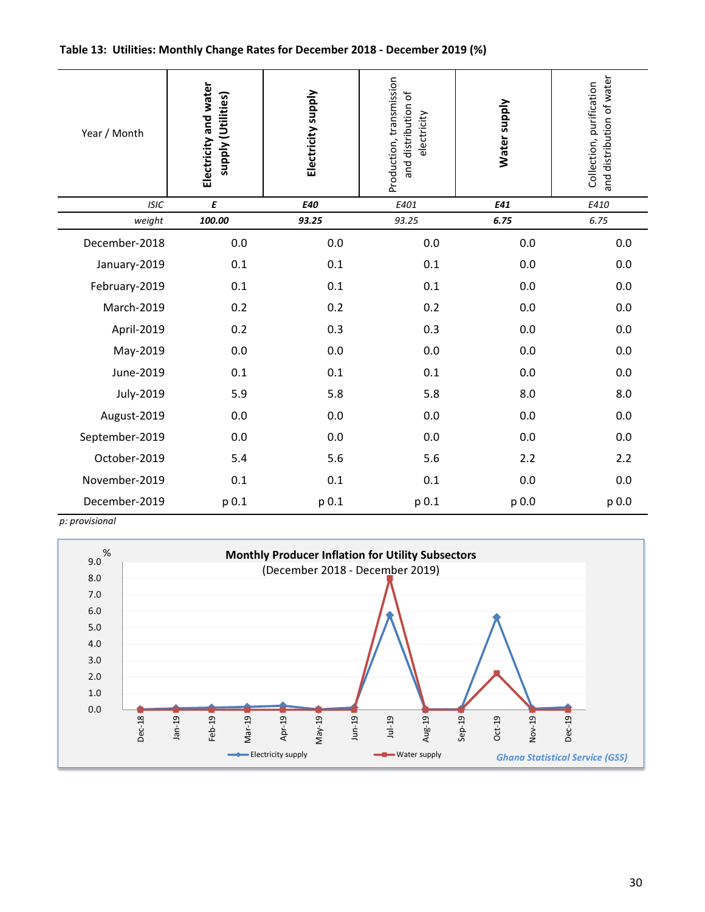**Table 13: Utilities: Monthly Change Rates for December 2018 - December 2019 (%)**

| Year / Month | Electricity and water supply (Utilities) | Electricity supply | Production, transmission and distribution of electricity | Water supply | Collection, purification and distribution of water |
|---|---|---|---|---|---|
| *ISIC* | ***E*** | ***E40*** | *E401* | ***E41*** | *E410* |
| *weight* | ***100.00*** | ***93.25*** | *93.25* | ***6.75*** | *6.75* |
| December-2018 | 0.0 | 0.0 | 0.0 | 0.0 | 0.0 |
| January-2019 | 0.1 | 0.1 | 0.1 | 0.0 | 0.0 |
| February-2019 | 0.1 | 0.1 | 0.1 | 0.0 | 0.0 |
| March-2019 | 0.2 | 0.2 | 0.2 | 0.0 | 0.0 |
| April-2019 | 0.2 | 0.3 | 0.3 | 0.0 | 0.0 |
| May-2019 | 0.0 | 0.0 | 0.0 | 0.0 | 0.0 |
| June-2019 | 0.1 | 0.1 | 0.1 | 0.0 | 0.0 |
| July-2019 | 5.9 | 5.8 | 5.8 | 8.0 | 8.0 |
| August-2019 | 0.0 | 0.0 | 0.0 | 0.0 | 0.0 |
| September-2019 | 0.0 | 0.0 | 0.0 | 0.0 | 0.0 |
| October-2019 | 5.4 | 5.6 | 5.6 | 2.2 | 2.2 |
| November-2019 | 0.1 | 0.1 | 0.1 | 0.0 | 0.0 |
| December-2019 | p 0.1 | p 0.1 | p 0.1 | p 0.0 | p 0.0 |

*p: provisional*

**Monthly Producer Inflation for Utility Subsectors**
(December 2018 - December 2019)

%
9.0
8.0
7.0
6.0
5.0
4.0
3.0
2.0
1.0
0.0

Dec-18 Jan-19 Feb-19 Mar-19 Apr-19 May-19 Jun-19 Jul-19 Aug-19 Sep-19 Oct-19 Nov-19 Dec-19

Electricity supply
Water supply

*Ghana Statistical Service (GSS)*